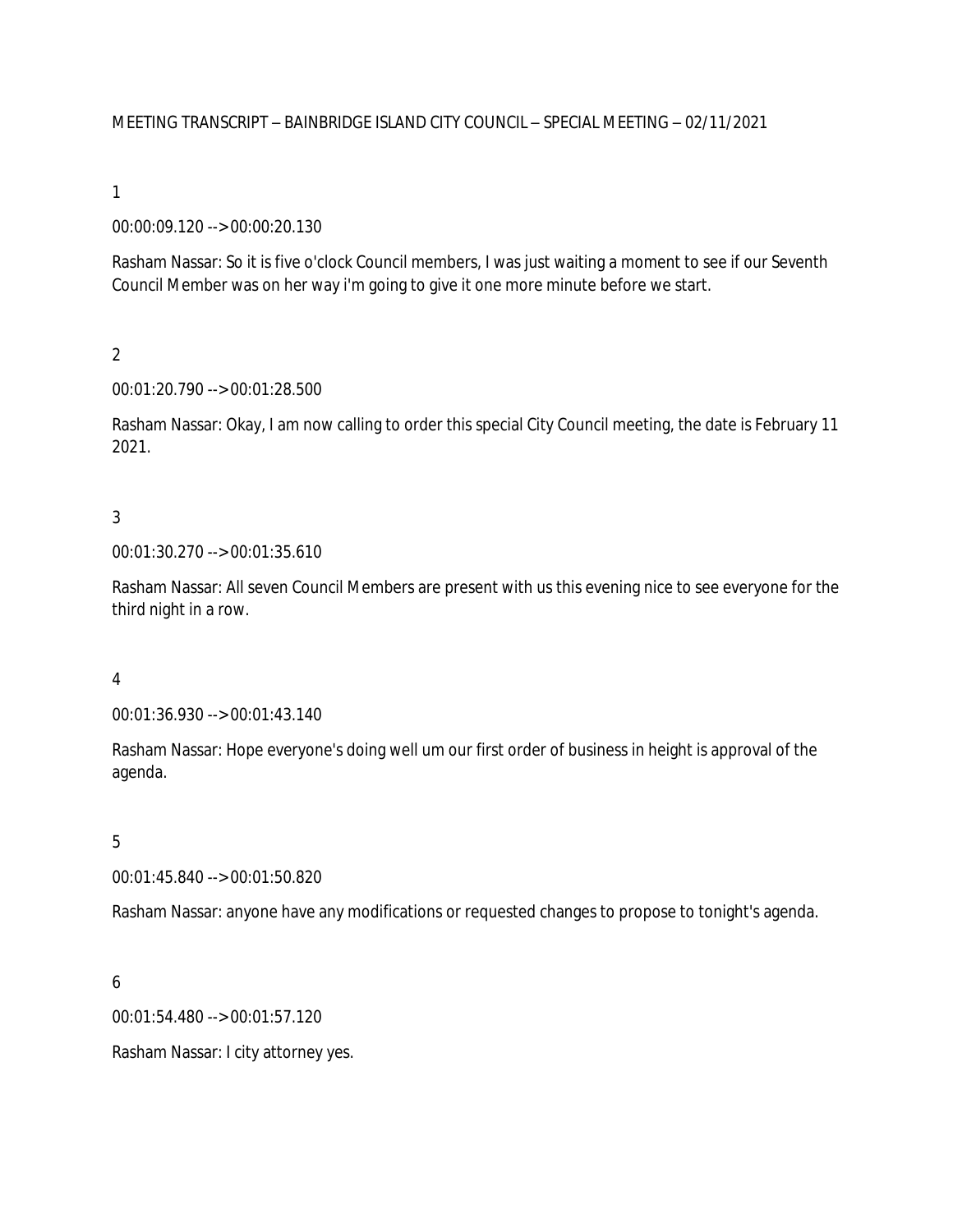MEETING TRANSCRIPT – BAINBRIDGE ISLAND CITY COUNCIL – SPECIAL MEETING – 02/11/2021

1

00:00:09.120 --> 00:00:20.130

Rasham Nassar: So it is five o'clock Council members, I was just waiting a moment to see if our Seventh Council Member was on her way i'm going to give it one more minute before we start.

2

00:01:20.790 --> 00:01:28.500

Rasham Nassar: Okay, I am now calling to order this special City Council meeting, the date is February 11 2021.

3

00:01:30.270 --> 00:01:35.610

Rasham Nassar: All seven Council Members are present with us this evening nice to see everyone for the third night in a row.

4

00:01:36.930 --> 00:01:43.140

Rasham Nassar: Hope everyone's doing well um our first order of business in height is approval of the agenda.

5

00:01:45.840 --> 00:01:50.820

Rasham Nassar: anyone have any modifications or requested changes to propose to tonight's agenda.

6

00:01:54.480 --> 00:01:57.120

Rasham Nassar: I city attorney yes.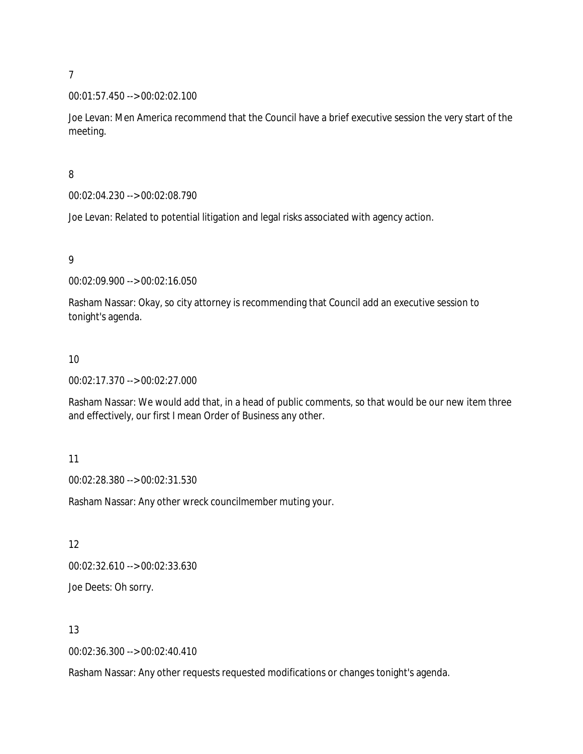7

00:01:57.450 --> 00:02:02.100

Joe Levan: Men America recommend that the Council have a brief executive session the very start of the meeting.

8

00:02:04.230 --> 00:02:08.790

Joe Levan: Related to potential litigation and legal risks associated with agency action.

9

00:02:09.900 --> 00:02:16.050

Rasham Nassar: Okay, so city attorney is recommending that Council add an executive session to tonight's agenda.

10

00:02:17.370 --> 00:02:27.000

Rasham Nassar: We would add that, in a head of public comments, so that would be our new item three and effectively, our first I mean Order of Business any other.

11

00:02:28.380 --> 00:02:31.530

Rasham Nassar: Any other wreck councilmember muting your.

12

00:02:32.610 --> 00:02:33.630

Joe Deets: Oh sorry.

13

00:02:36.300 --> 00:02:40.410

Rasham Nassar: Any other requests requested modifications or changes tonight's agenda.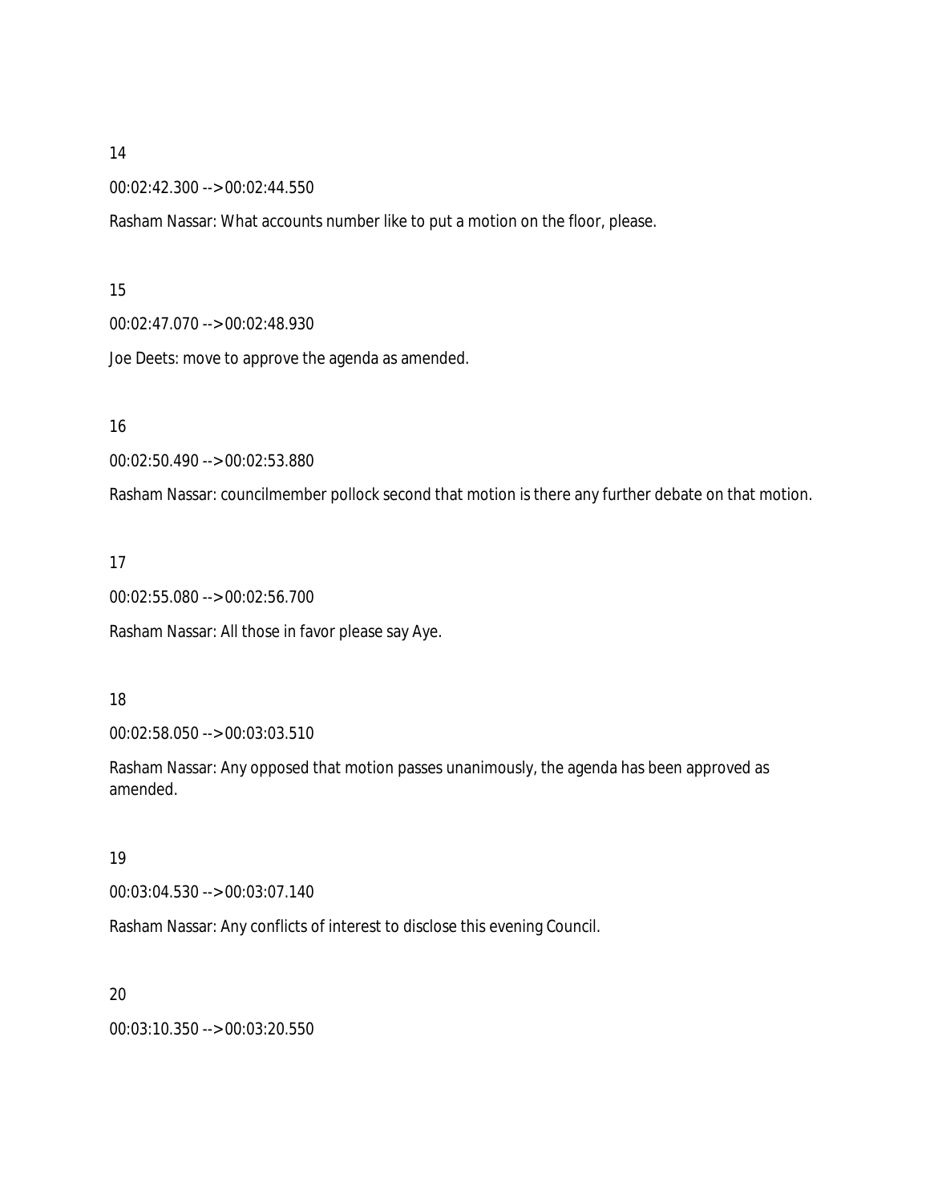14

00:02:42.300 --> 00:02:44.550

Rasham Nassar: What accounts number like to put a motion on the floor, please.

15

00:02:47.070 --> 00:02:48.930

Joe Deets: move to approve the agenda as amended.

16

00:02:50.490 --> 00:02:53.880

Rasham Nassar: councilmember pollock second that motion is there any further debate on that motion.

17

00:02:55.080 --> 00:02:56.700

Rasham Nassar: All those in favor please say Aye.

18

00:02:58.050 --> 00:03:03.510

Rasham Nassar: Any opposed that motion passes unanimously, the agenda has been approved as amended.

19

00:03:04.530 --> 00:03:07.140

Rasham Nassar: Any conflicts of interest to disclose this evening Council.

20

00:03:10.350 --> 00:03:20.550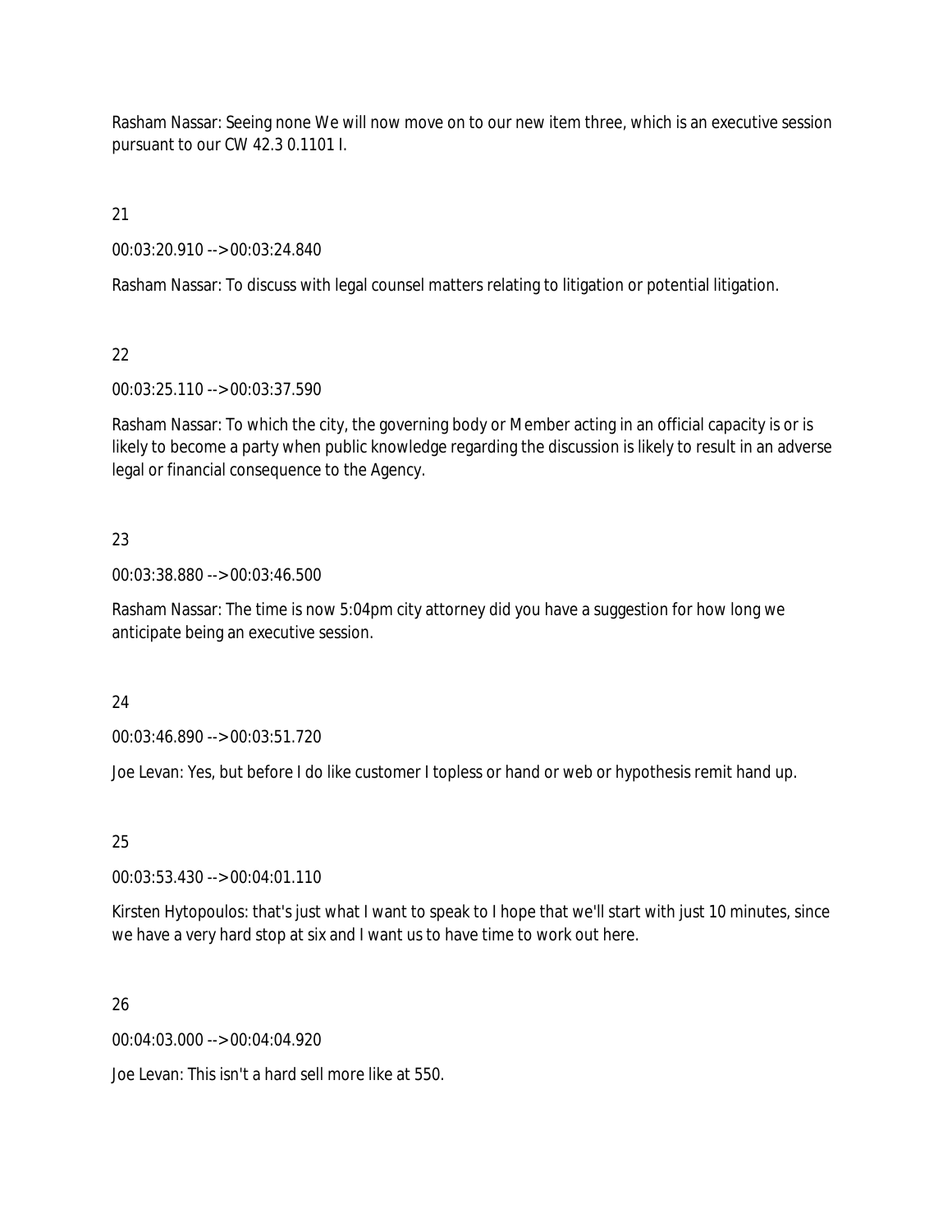Rasham Nassar: Seeing none We will now move on to our new item three, which is an executive session pursuant to our CW 42.3 0.1101 I.

21

00:03:20.910 --> 00:03:24.840

Rasham Nassar: To discuss with legal counsel matters relating to litigation or potential litigation.

22

00:03:25.110 --> 00:03:37.590

Rasham Nassar: To which the city, the governing body or Member acting in an official capacity is or is likely to become a party when public knowledge regarding the discussion is likely to result in an adverse legal or financial consequence to the Agency.

23

00:03:38.880 --> 00:03:46.500

Rasham Nassar: The time is now 5:04pm city attorney did you have a suggestion for how long we anticipate being an executive session.

24

00:03:46.890 --> 00:03:51.720

Joe Levan: Yes, but before I do like customer I topless or hand or web or hypothesis remit hand up.

25

00:03:53.430 --> 00:04:01.110

Kirsten Hytopoulos: that's just what I want to speak to I hope that we'll start with just 10 minutes, since we have a very hard stop at six and I want us to have time to work out here.

26

00:04:03.000 --> 00:04:04.920

Joe Levan: This isn't a hard sell more like at 550.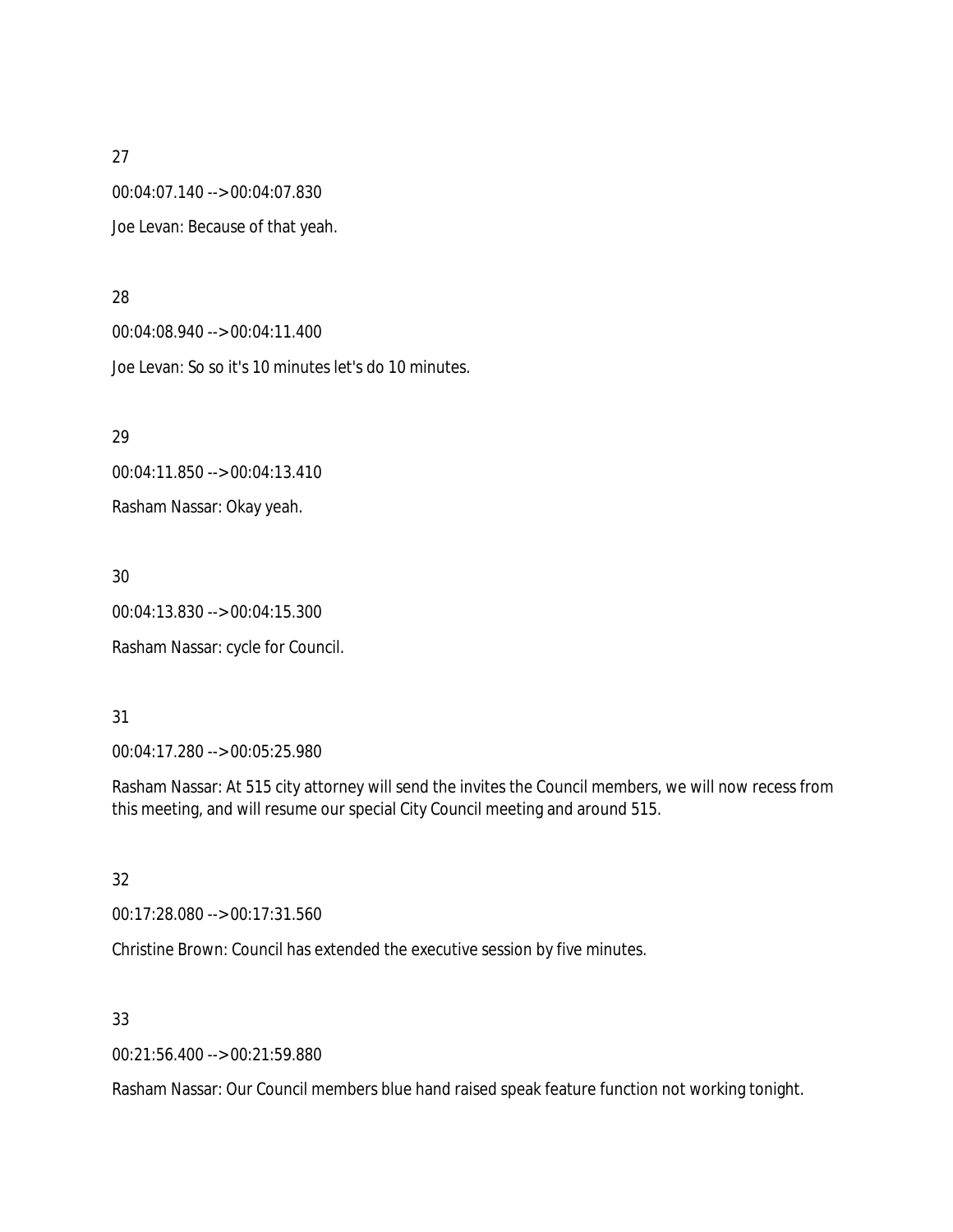27

00:04:07.140 --> 00:04:07.830

Joe Levan: Because of that yeah.

28

00:04:08.940 --> 00:04:11.400

Joe Levan: So so it's 10 minutes let's do 10 minutes.

29

00:04:11.850 --> 00:04:13.410

Rasham Nassar: Okay yeah.

30

00:04:13.830 --> 00:04:15.300

Rasham Nassar: cycle for Council.

31

00:04:17.280 --> 00:05:25.980

Rasham Nassar: At 515 city attorney will send the invites the Council members, we will now recess from this meeting, and will resume our special City Council meeting and around 515.

32

00:17:28.080 --> 00:17:31.560

Christine Brown: Council has extended the executive session by five minutes.

33

00:21:56.400 --> 00:21:59.880

Rasham Nassar: Our Council members blue hand raised speak feature function not working tonight.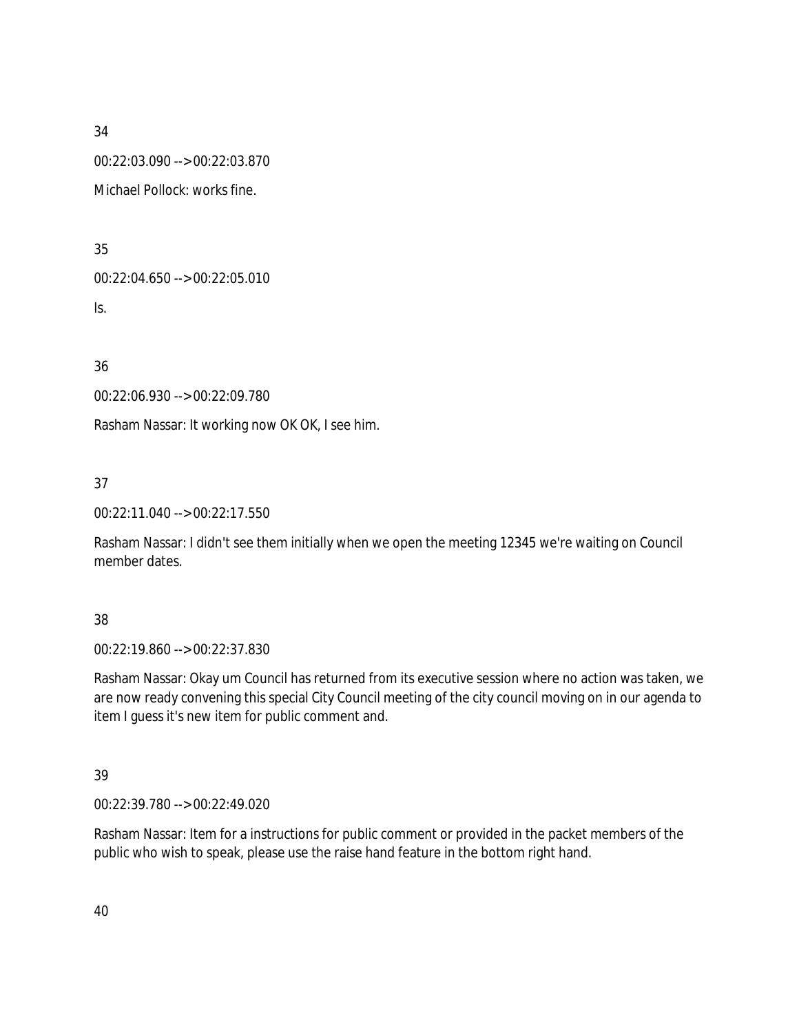34

00:22:03.090 --> 00:22:03.870

Michael Pollock: works fine.

35

00:22:04.650 --> 00:22:05.010

Is.

36

00:22:06.930 --> 00:22:09.780

Rasham Nassar: It working now OK OK, I see him.

37

00:22:11.040 --> 00:22:17.550

Rasham Nassar: I didn't see them initially when we open the meeting 12345 we're waiting on Council member dates.

38

00:22:19.860 --> 00:22:37.830

Rasham Nassar: Okay um Council has returned from its executive session where no action was taken, we are now ready convening this special City Council meeting of the city council moving on in our agenda to item I guess it's new item for public comment and.

39

00:22:39.780 --> 00:22:49.020

Rasham Nassar: Item for a instructions for public comment or provided in the packet members of the public who wish to speak, please use the raise hand feature in the bottom right hand.

40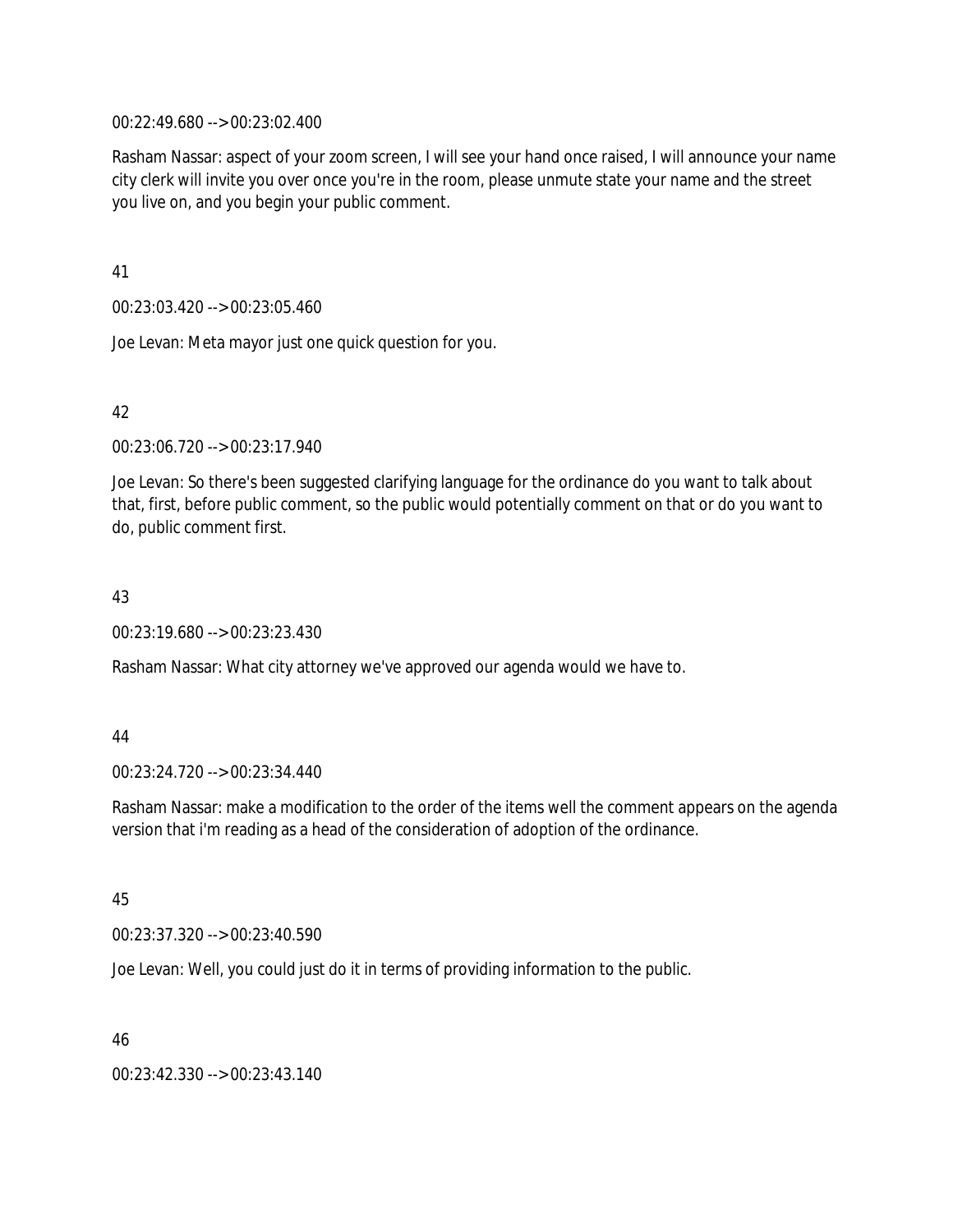00:22:49.680 --> 00:23:02.400

Rasham Nassar: aspect of your zoom screen, I will see your hand once raised, I will announce your name city clerk will invite you over once you're in the room, please unmute state your name and the street you live on, and you begin your public comment.

41

00:23:03.420 --> 00:23:05.460

Joe Levan: Meta mayor just one quick question for you.

42

00:23:06.720 --> 00:23:17.940

Joe Levan: So there's been suggested clarifying language for the ordinance do you want to talk about that, first, before public comment, so the public would potentially comment on that or do you want to do, public comment first.

43

00:23:19.680 --> 00:23:23.430

Rasham Nassar: What city attorney we've approved our agenda would we have to.

44

00:23:24.720 --> 00:23:34.440

Rasham Nassar: make a modification to the order of the items well the comment appears on the agenda version that i'm reading as a head of the consideration of adoption of the ordinance.

45

00:23:37.320 --> 00:23:40.590

Joe Levan: Well, you could just do it in terms of providing information to the public.

46

00:23:42.330 --> 00:23:43.140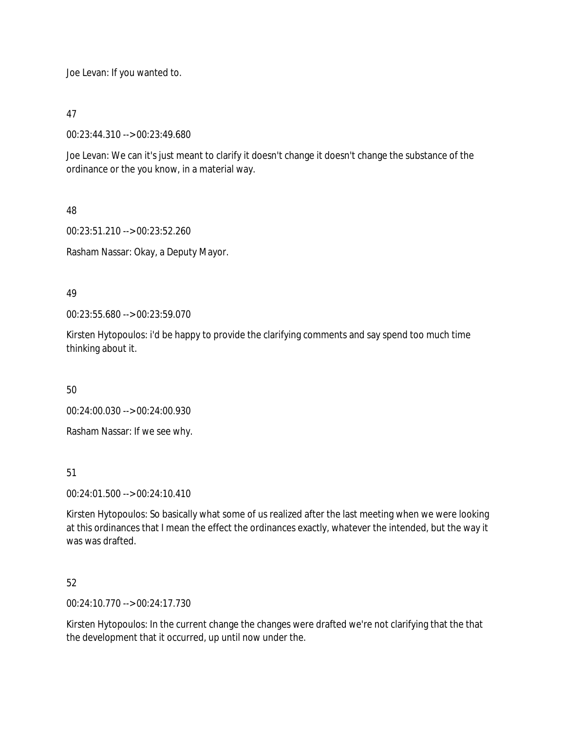Joe Levan: If you wanted to.

47

00:23:44.310 --> 00:23:49.680

Joe Levan: We can it's just meant to clarify it doesn't change it doesn't change the substance of the ordinance or the you know, in a material way.

48

00:23:51.210 --> 00:23:52.260

Rasham Nassar: Okay, a Deputy Mayor.

49

00:23:55.680 --> 00:23:59.070

Kirsten Hytopoulos: i'd be happy to provide the clarifying comments and say spend too much time thinking about it.

50

00:24:00.030 --> 00:24:00.930

Rasham Nassar: If we see why.

51

00:24:01.500 --> 00:24:10.410

Kirsten Hytopoulos: So basically what some of us realized after the last meeting when we were looking at this ordinances that I mean the effect the ordinances exactly, whatever the intended, but the way it was was drafted.

52

00:24:10.770 --> 00:24:17.730

Kirsten Hytopoulos: In the current change the changes were drafted we're not clarifying that the that the development that it occurred, up until now under the.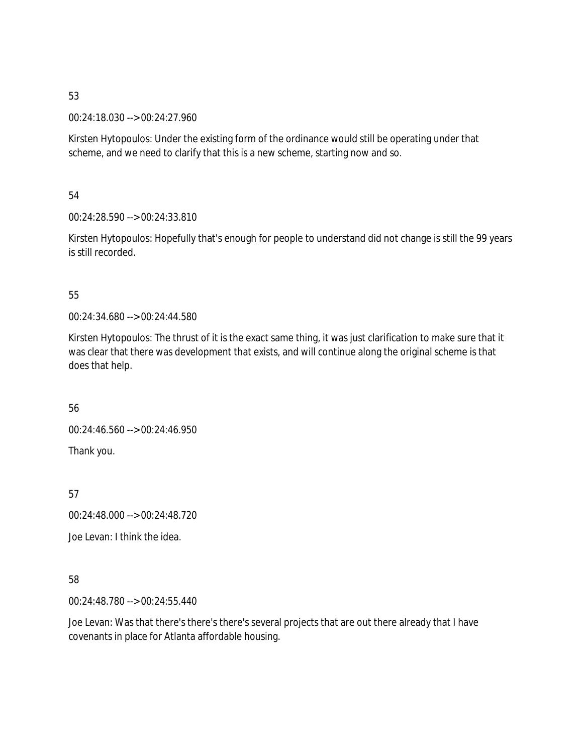53

00:24:18.030 --> 00:24:27.960

Kirsten Hytopoulos: Under the existing form of the ordinance would still be operating under that scheme, and we need to clarify that this is a new scheme, starting now and so.

54

00:24:28.590 --> 00:24:33.810

Kirsten Hytopoulos: Hopefully that's enough for people to understand did not change is still the 99 years is still recorded.

55

00:24:34.680 --> 00:24:44.580

Kirsten Hytopoulos: The thrust of it is the exact same thing, it was just clarification to make sure that it was clear that there was development that exists, and will continue along the original scheme is that does that help.

56

00:24:46.560 --> 00:24:46.950

Thank you.

57

00:24:48.000 --> 00:24:48.720

Joe Levan: I think the idea.

58

00:24:48.780 --> 00:24:55.440

Joe Levan: Was that there's there's there's several projects that are out there already that I have covenants in place for Atlanta affordable housing.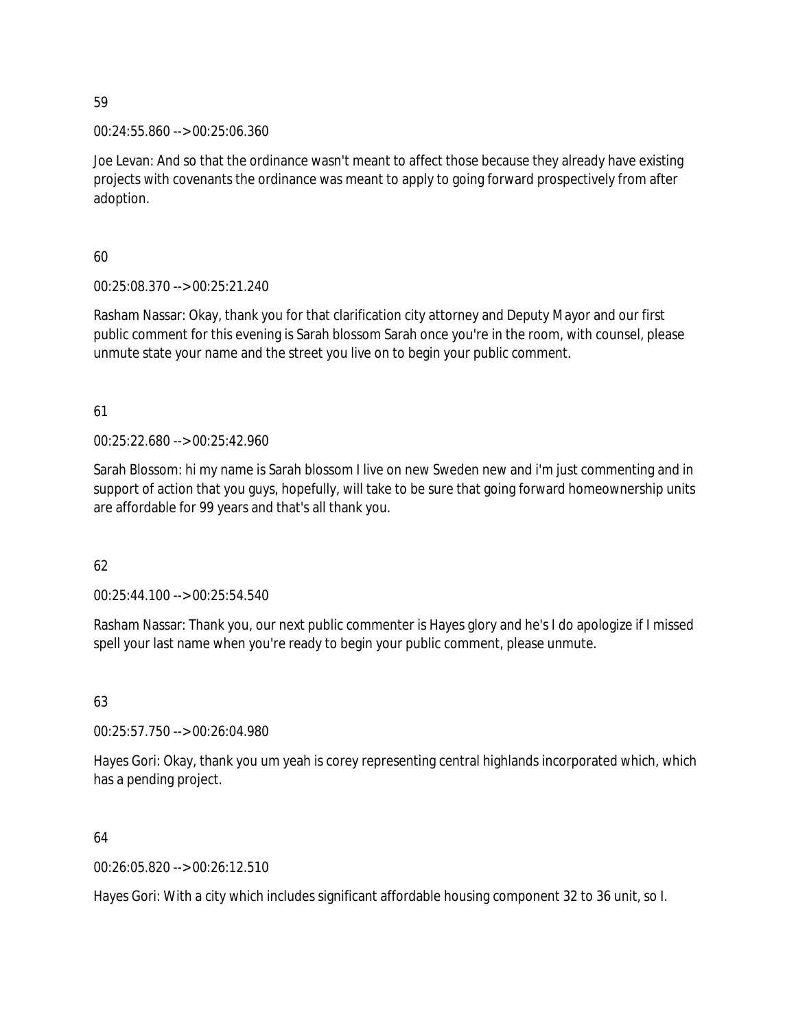59

00:24:55.860 --> 00:25:06.360

Joe Levan: And so that the ordinance wasn't meant to affect those because they already have existing projects with covenants the ordinance was meant to apply to going forward prospectively from after adoption.

60

00:25:08.370 --> 00:25:21.240

Rasham Nassar: Okay, thank you for that clarification city attorney and Deputy Mayor and our first public comment for this evening is Sarah blossom Sarah once you're in the room, with counsel, please unmute state your name and the street you live on to begin your public comment.

61

00:25:22.680 --> 00:25:42.960

Sarah Blossom: hi my name is Sarah blossom I live on new Sweden new and i'm just commenting and in support of action that you guys, hopefully, will take to be sure that going forward homeownership units are affordable for 99 years and that's all thank you.

62

00:25:44.100 --> 00:25:54.540

Rasham Nassar: Thank you, our next public commenter is Hayes glory and he's I do apologize if I missed spell your last name when you're ready to begin your public comment, please unmute.

63

00:25:57.750 --> 00:26:04.980

Hayes Gori: Okay, thank you um yeah is corey representing central highlands incorporated which, which has a pending project.

64

00:26:05.820 --> 00:26:12.510

Hayes Gori: With a city which includes significant affordable housing component 32 to 36 unit, so I.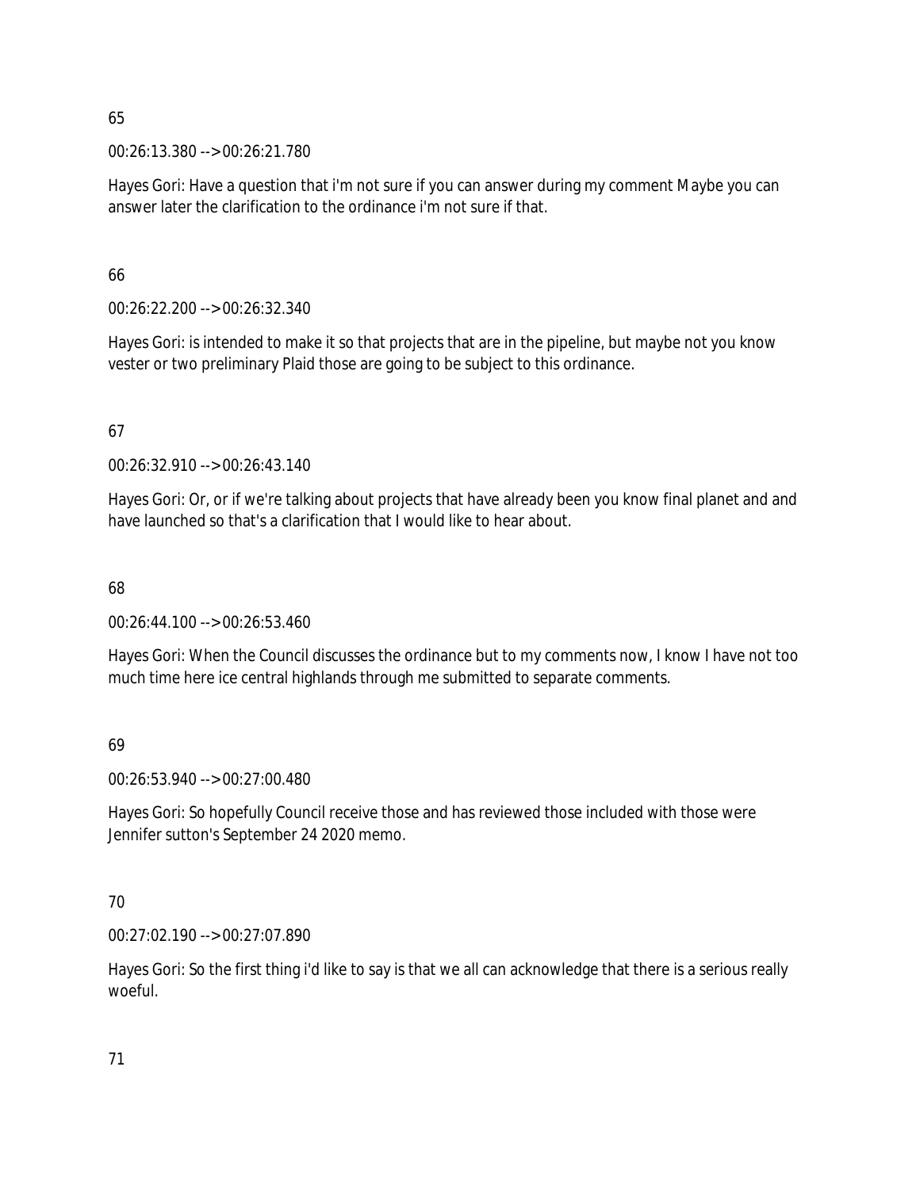65

00:26:13.380 --> 00:26:21.780

Hayes Gori: Have a question that i'm not sure if you can answer during my comment Maybe you can answer later the clarification to the ordinance i'm not sure if that.

66

00:26:22.200 --> 00:26:32.340

Hayes Gori: is intended to make it so that projects that are in the pipeline, but maybe not you know vester or two preliminary Plaid those are going to be subject to this ordinance.

67

00:26:32.910 --> 00:26:43.140

Hayes Gori: Or, or if we're talking about projects that have already been you know final planet and and have launched so that's a clarification that I would like to hear about.

68

00:26:44.100 --> 00:26:53.460

Hayes Gori: When the Council discusses the ordinance but to my comments now, I know I have not too much time here ice central highlands through me submitted to separate comments.

69

00:26:53.940 --> 00:27:00.480

Hayes Gori: So hopefully Council receive those and has reviewed those included with those were Jennifer sutton's September 24 2020 memo.

70

00:27:02.190 --> 00:27:07.890

Hayes Gori: So the first thing i'd like to say is that we all can acknowledge that there is a serious really woeful.

71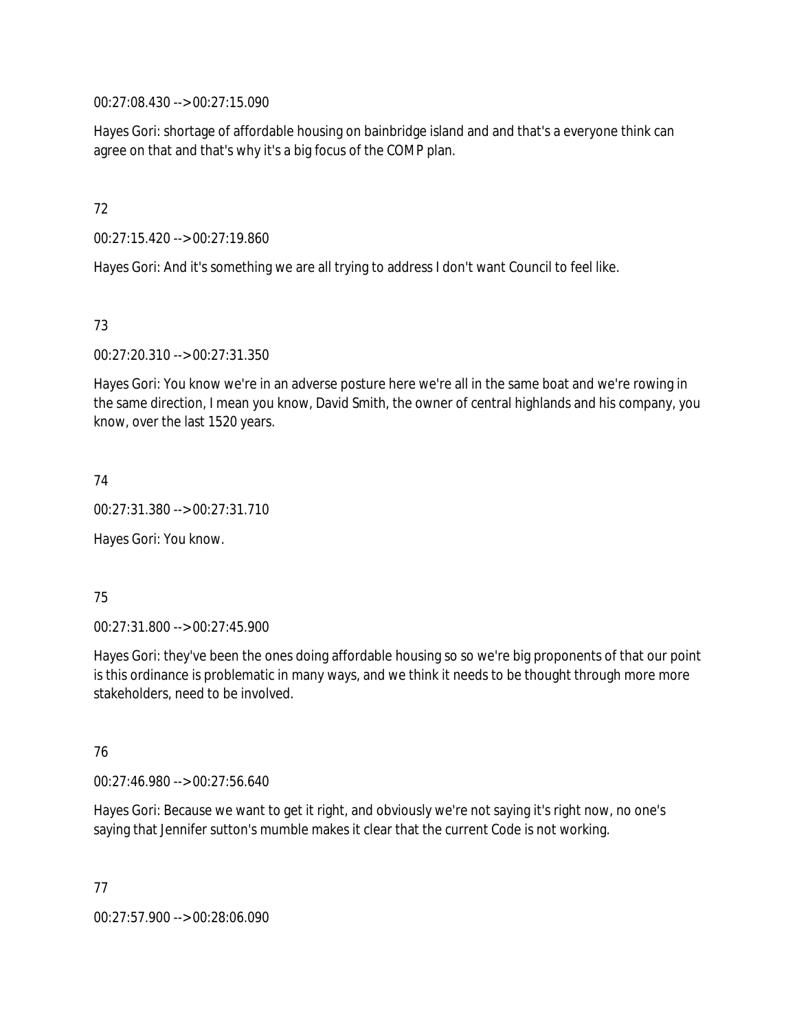00:27:08.430 --> 00:27:15.090

Hayes Gori: shortage of affordable housing on bainbridge island and and that's a everyone think can agree on that and that's why it's a big focus of the COMP plan.

72

00:27:15.420 --> 00:27:19.860

Hayes Gori: And it's something we are all trying to address I don't want Council to feel like.

73

00:27:20.310 --> 00:27:31.350

Hayes Gori: You know we're in an adverse posture here we're all in the same boat and we're rowing in the same direction, I mean you know, David Smith, the owner of central highlands and his company, you know, over the last 1520 years.

74

00:27:31.380 --> 00:27:31.710

Hayes Gori: You know.

75

00:27:31.800 --> 00:27:45.900

Hayes Gori: they've been the ones doing affordable housing so so we're big proponents of that our point is this ordinance is problematic in many ways, and we think it needs to be thought through more more stakeholders, need to be involved.

76

00:27:46.980 --> 00:27:56.640

Hayes Gori: Because we want to get it right, and obviously we're not saying it's right now, no one's saying that Jennifer sutton's mumble makes it clear that the current Code is not working.

77

00:27:57.900 --> 00:28:06.090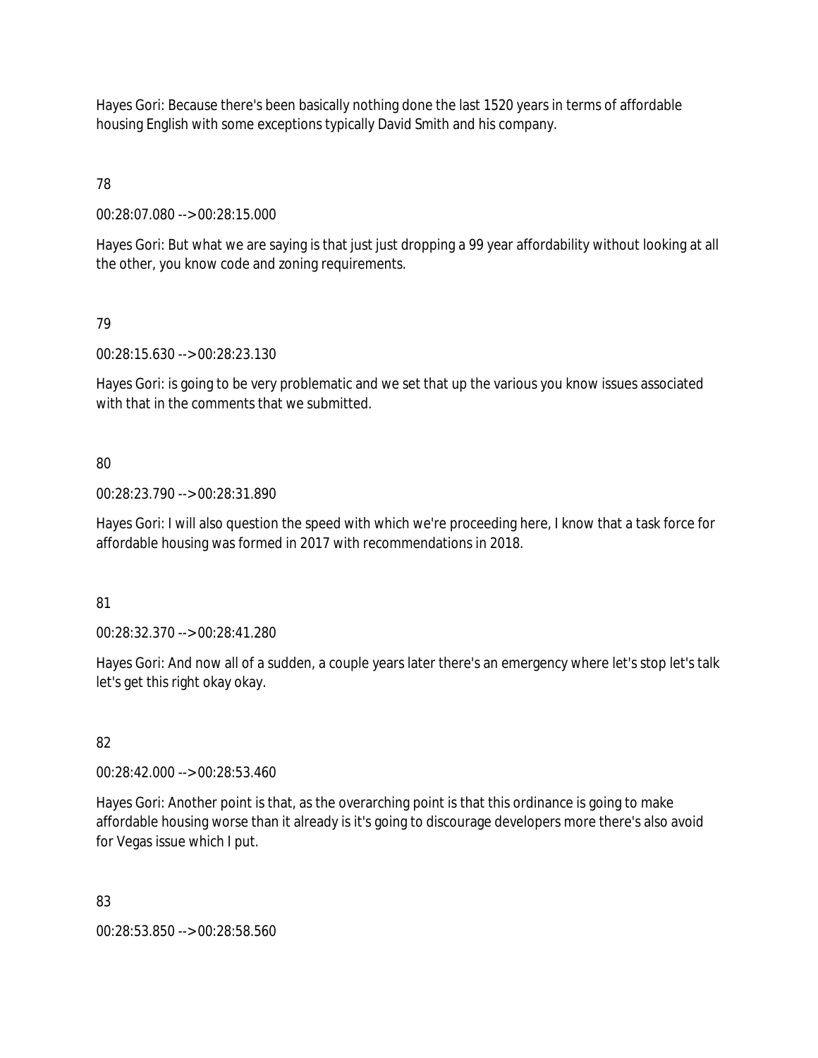Hayes Gori: Because there's been basically nothing done the last 1520 years in terms of affordable housing English with some exceptions typically David Smith and his company.

78

00:28:07.080 --> 00:28:15.000

Hayes Gori: But what we are saying is that just just dropping a 99 year affordability without looking at all the other, you know code and zoning requirements.

79

00:28:15.630 --> 00:28:23.130

Hayes Gori: is going to be very problematic and we set that up the various you know issues associated with that in the comments that we submitted.

80

00:28:23.790 --> 00:28:31.890

Hayes Gori: I will also question the speed with which we're proceeding here, I know that a task force for affordable housing was formed in 2017 with recommendations in 2018.

81

00:28:32.370 --> 00:28:41.280

Hayes Gori: And now all of a sudden, a couple years later there's an emergency where let's stop let's talk let's get this right okay okay.

82

00:28:42.000 --> 00:28:53.460

Hayes Gori: Another point is that, as the overarching point is that this ordinance is going to make affordable housing worse than it already is it's going to discourage developers more there's also avoid for Vegas issue which I put.

83

00:28:53.850 --> 00:28:58.560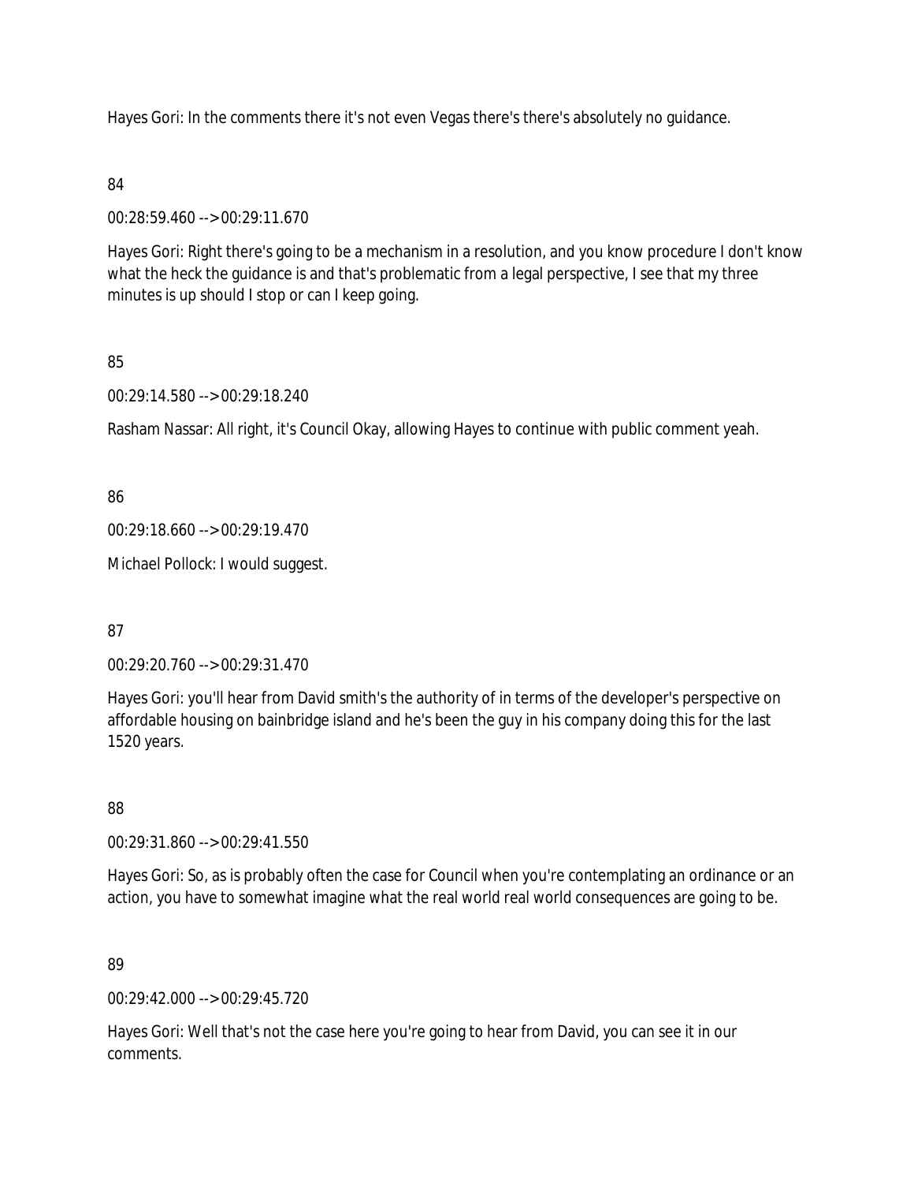Hayes Gori: In the comments there it's not even Vegas there's there's absolutely no guidance.

84

00:28:59.460 --> 00:29:11.670

Hayes Gori: Right there's going to be a mechanism in a resolution, and you know procedure I don't know what the heck the guidance is and that's problematic from a legal perspective, I see that my three minutes is up should I stop or can I keep going.

85

00:29:14.580 --> 00:29:18.240

Rasham Nassar: All right, it's Council Okay, allowing Hayes to continue with public comment yeah.

86

00:29:18.660 --> 00:29:19.470

Michael Pollock: I would suggest.

87

00:29:20.760 --> 00:29:31.470

Hayes Gori: you'll hear from David smith's the authority of in terms of the developer's perspective on affordable housing on bainbridge island and he's been the guy in his company doing this for the last 1520 years.

88

00:29:31.860 --> 00:29:41.550

Hayes Gori: So, as is probably often the case for Council when you're contemplating an ordinance or an action, you have to somewhat imagine what the real world real world consequences are going to be.

89

00:29:42.000 --> 00:29:45.720

Hayes Gori: Well that's not the case here you're going to hear from David, you can see it in our comments.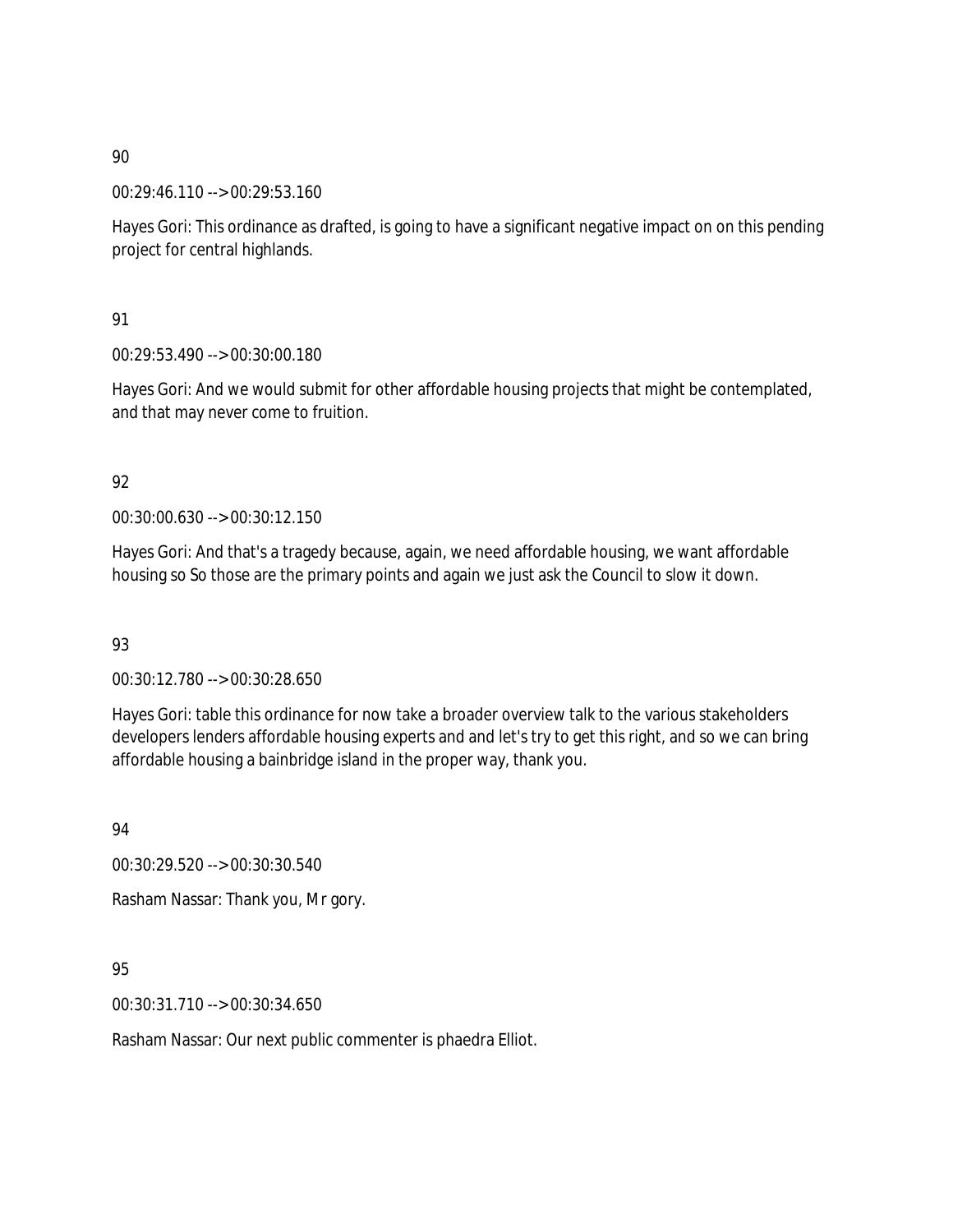90

00:29:46.110 --> 00:29:53.160

Hayes Gori: This ordinance as drafted, is going to have a significant negative impact on on this pending project for central highlands.

91

00:29:53.490 --> 00:30:00.180

Hayes Gori: And we would submit for other affordable housing projects that might be contemplated, and that may never come to fruition.

92

00:30:00.630 --> 00:30:12.150

Hayes Gori: And that's a tragedy because, again, we need affordable housing, we want affordable housing so So those are the primary points and again we just ask the Council to slow it down.

93

00:30:12.780 --> 00:30:28.650

Hayes Gori: table this ordinance for now take a broader overview talk to the various stakeholders developers lenders affordable housing experts and and let's try to get this right, and so we can bring affordable housing a bainbridge island in the proper way, thank you.

94

00:30:29.520 --> 00:30:30.540

Rasham Nassar: Thank you, Mr gory.

95

00:30:31.710 --> 00:30:34.650

Rasham Nassar: Our next public commenter is phaedra Elliot.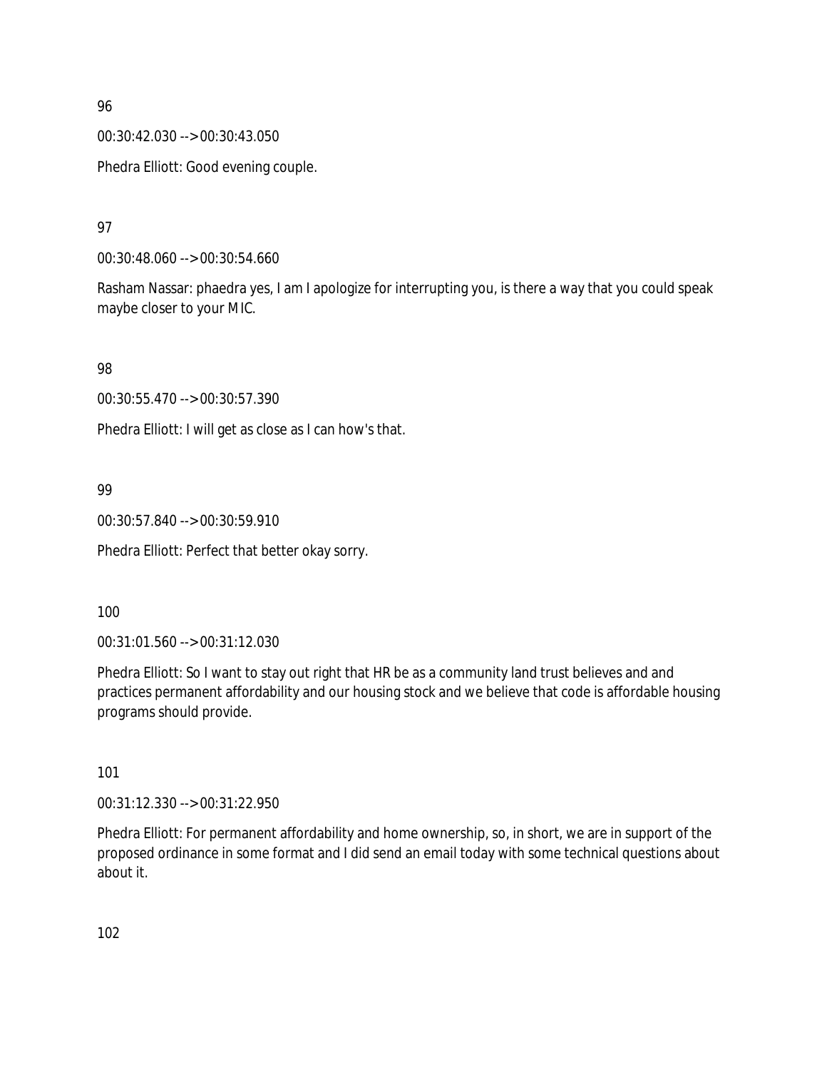96

00:30:42.030 --> 00:30:43.050

Phedra Elliott: Good evening couple.

97

00:30:48.060 --> 00:30:54.660

Rasham Nassar: phaedra yes, I am I apologize for interrupting you, is there a way that you could speak maybe closer to your MIC.

98

00:30:55.470 --> 00:30:57.390

Phedra Elliott: I will get as close as I can how's that.

99

00:30:57.840 --> 00:30:59.910

Phedra Elliott: Perfect that better okay sorry.

100

00:31:01.560 --> 00:31:12.030

Phedra Elliott: So I want to stay out right that HR be as a community land trust believes and and practices permanent affordability and our housing stock and we believe that code is affordable housing programs should provide.

101

00:31:12.330 --> 00:31:22.950

Phedra Elliott: For permanent affordability and home ownership, so, in short, we are in support of the proposed ordinance in some format and I did send an email today with some technical questions about about it.

102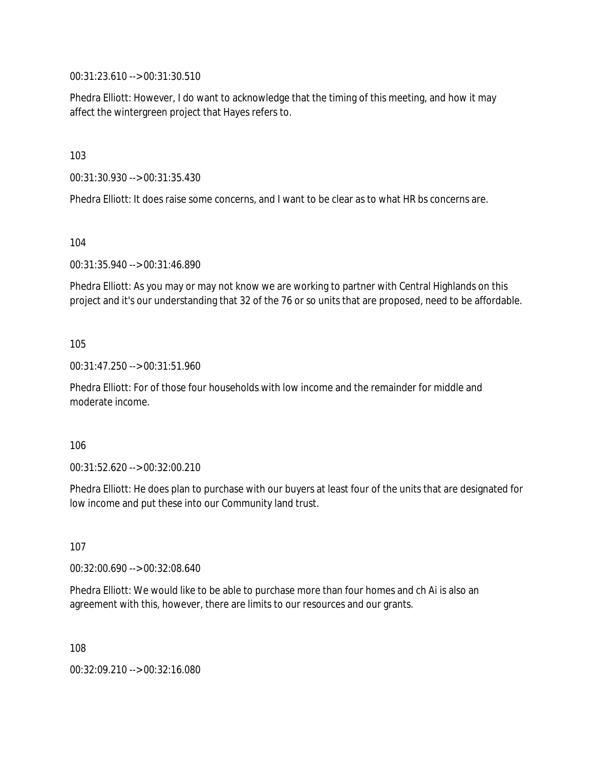00:31:23.610 --> 00:31:30.510

Phedra Elliott: However, I do want to acknowledge that the timing of this meeting, and how it may affect the wintergreen project that Hayes refers to.

103

00:31:30.930 --> 00:31:35.430

Phedra Elliott: It does raise some concerns, and I want to be clear as to what HR bs concerns are.

104

00:31:35.940 --> 00:31:46.890

Phedra Elliott: As you may or may not know we are working to partner with Central Highlands on this project and it's our understanding that 32 of the 76 or so units that are proposed, need to be affordable.

105

00:31:47.250 --> 00:31:51.960

Phedra Elliott: For of those four households with low income and the remainder for middle and moderate income.

106

00:31:52.620 --> 00:32:00.210

Phedra Elliott: He does plan to purchase with our buyers at least four of the units that are designated for low income and put these into our Community land trust.

107

00:32:00.690 --> 00:32:08.640

Phedra Elliott: We would like to be able to purchase more than four homes and ch Ai is also an agreement with this, however, there are limits to our resources and our grants.

108

00:32:09.210 --> 00:32:16.080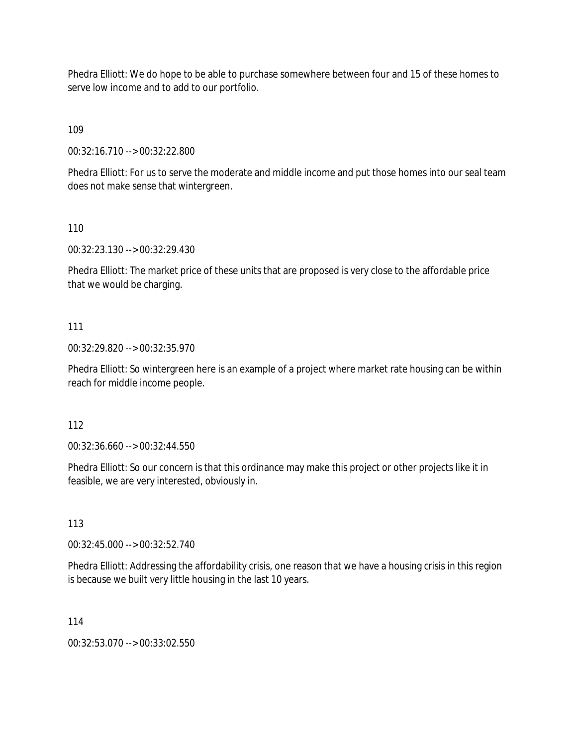Phedra Elliott: We do hope to be able to purchase somewhere between four and 15 of these homes to serve low income and to add to our portfolio.

109

00:32:16.710 --> 00:32:22.800

Phedra Elliott: For us to serve the moderate and middle income and put those homes into our seal team does not make sense that wintergreen.

110

00:32:23.130 --> 00:32:29.430

Phedra Elliott: The market price of these units that are proposed is very close to the affordable price that we would be charging.

111

00:32:29.820 --> 00:32:35.970

Phedra Elliott: So wintergreen here is an example of a project where market rate housing can be within reach for middle income people.

112

00:32:36.660 --> 00:32:44.550

Phedra Elliott: So our concern is that this ordinance may make this project or other projects like it in feasible, we are very interested, obviously in.

113

00:32:45.000 --> 00:32:52.740

Phedra Elliott: Addressing the affordability crisis, one reason that we have a housing crisis in this region is because we built very little housing in the last 10 years.

114

00:32:53.070 --> 00:33:02.550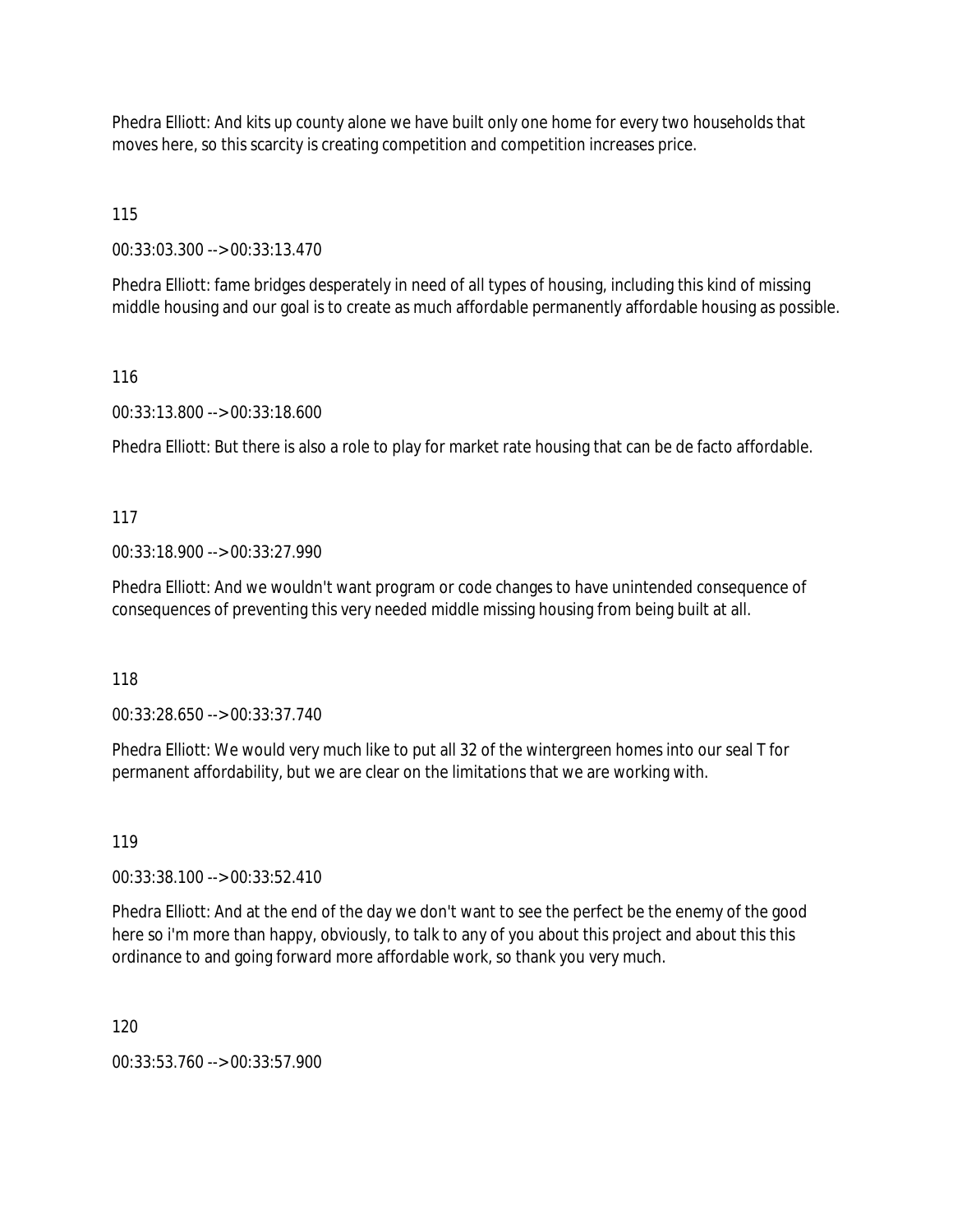Phedra Elliott: And kits up county alone we have built only one home for every two households that moves here, so this scarcity is creating competition and competition increases price.

115

00:33:03.300 --> 00:33:13.470

Phedra Elliott: fame bridges desperately in need of all types of housing, including this kind of missing middle housing and our goal is to create as much affordable permanently affordable housing as possible.

116

00:33:13.800 --> 00:33:18.600

Phedra Elliott: But there is also a role to play for market rate housing that can be de facto affordable.

117

00:33:18.900 --> 00:33:27.990

Phedra Elliott: And we wouldn't want program or code changes to have unintended consequence of consequences of preventing this very needed middle missing housing from being built at all.

118

00:33:28.650 --> 00:33:37.740

Phedra Elliott: We would very much like to put all 32 of the wintergreen homes into our seal T for permanent affordability, but we are clear on the limitations that we are working with.

119

00:33:38.100 --> 00:33:52.410

Phedra Elliott: And at the end of the day we don't want to see the perfect be the enemy of the good here so i'm more than happy, obviously, to talk to any of you about this project and about this this ordinance to and going forward more affordable work, so thank you very much.

120

00:33:53.760 --> 00:33:57.900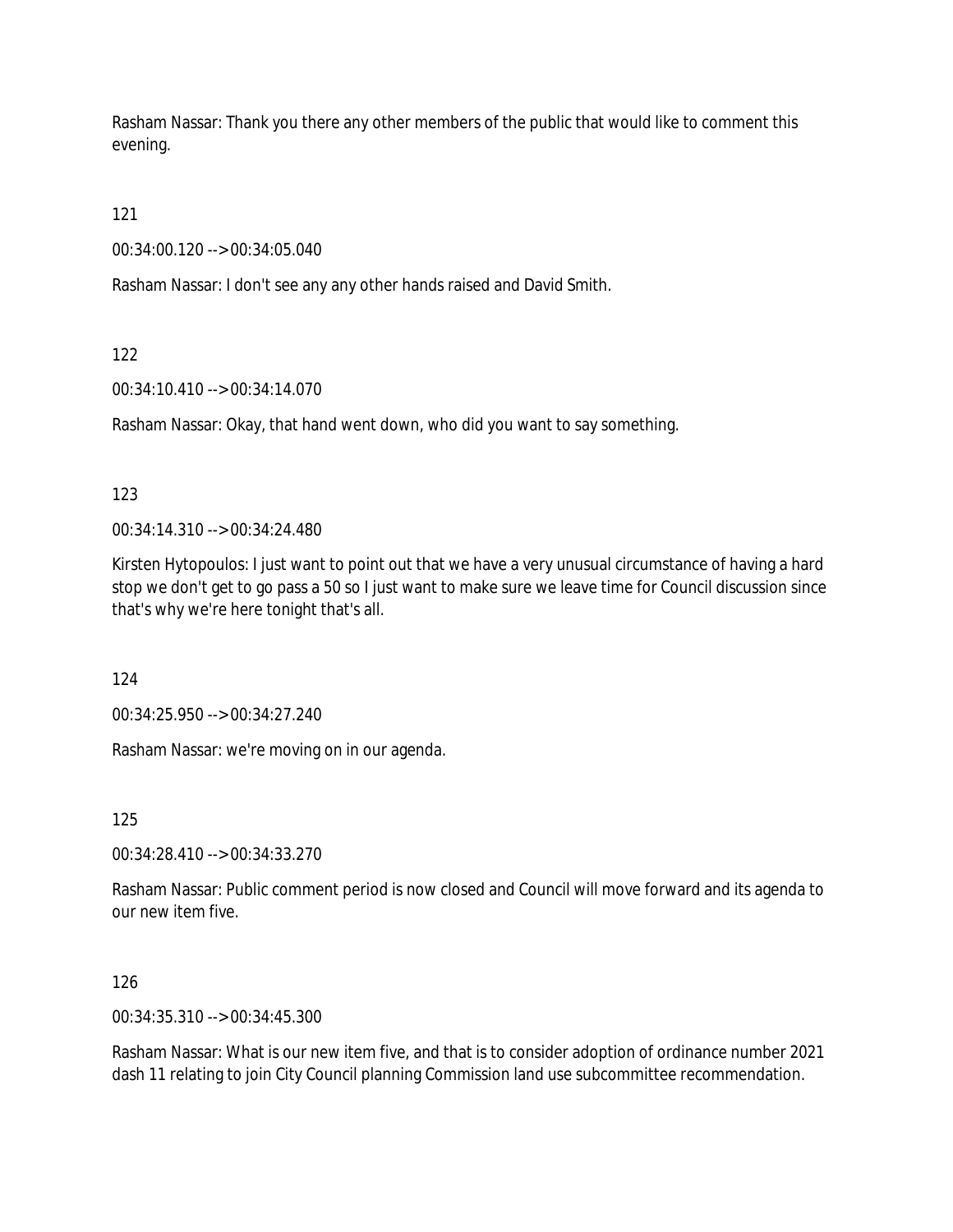Rasham Nassar: Thank you there any other members of the public that would like to comment this evening.

121

00:34:00.120 --> 00:34:05.040

Rasham Nassar: I don't see any any other hands raised and David Smith.

122

00:34:10.410 --> 00:34:14.070

Rasham Nassar: Okay, that hand went down, who did you want to say something.

123

00:34:14.310 --> 00:34:24.480

Kirsten Hytopoulos: I just want to point out that we have a very unusual circumstance of having a hard stop we don't get to go pass a 50 so I just want to make sure we leave time for Council discussion since that's why we're here tonight that's all.

124

00:34:25.950 --> 00:34:27.240

Rasham Nassar: we're moving on in our agenda.

125

00:34:28.410 --> 00:34:33.270

Rasham Nassar: Public comment period is now closed and Council will move forward and its agenda to our new item five.

126

00:34:35.310 --> 00:34:45.300

Rasham Nassar: What is our new item five, and that is to consider adoption of ordinance number 2021 dash 11 relating to join City Council planning Commission land use subcommittee recommendation.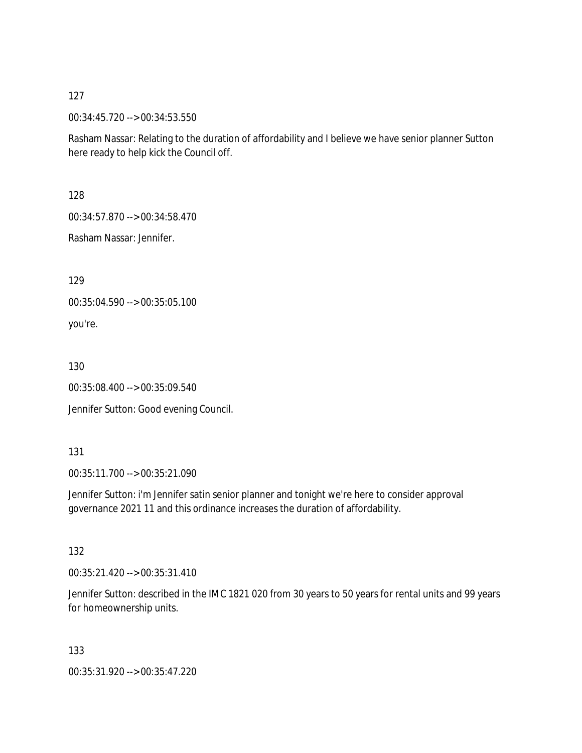127

00:34:45.720 --> 00:34:53.550

Rasham Nassar: Relating to the duration of affordability and I believe we have senior planner Sutton here ready to help kick the Council off.

128

00:34:57.870 --> 00:34:58.470

Rasham Nassar: Jennifer.

129

00:35:04.590 --> 00:35:05.100

you're.

130

00:35:08.400 --> 00:35:09.540

Jennifer Sutton: Good evening Council.

131

00:35:11.700 --> 00:35:21.090

Jennifer Sutton: i'm Jennifer satin senior planner and tonight we're here to consider approval governance 2021 11 and this ordinance increases the duration of affordability.

132

00:35:21.420 --> 00:35:31.410

Jennifer Sutton: described in the IMC 1821 020 from 30 years to 50 years for rental units and 99 years for homeownership units.

133

00:35:31.920 --> 00:35:47.220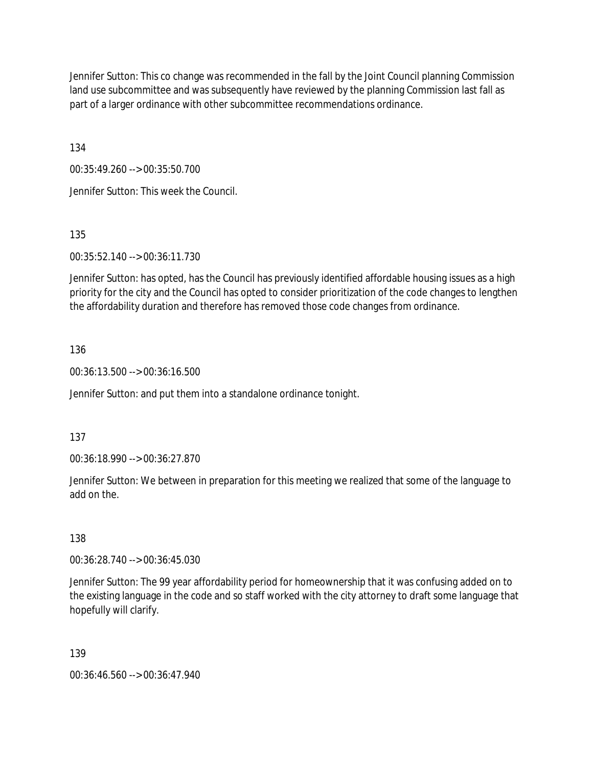Jennifer Sutton: This co change was recommended in the fall by the Joint Council planning Commission land use subcommittee and was subsequently have reviewed by the planning Commission last fall as part of a larger ordinance with other subcommittee recommendations ordinance.

134

00:35:49.260 --> 00:35:50.700

Jennifer Sutton: This week the Council.

135

00:35:52.140 --> 00:36:11.730

Jennifer Sutton: has opted, has the Council has previously identified affordable housing issues as a high priority for the city and the Council has opted to consider prioritization of the code changes to lengthen the affordability duration and therefore has removed those code changes from ordinance.

136

00:36:13.500 --> 00:36:16.500

Jennifer Sutton: and put them into a standalone ordinance tonight.

137

00:36:18.990 --> 00:36:27.870

Jennifer Sutton: We between in preparation for this meeting we realized that some of the language to add on the.

138

00:36:28.740 --> 00:36:45.030

Jennifer Sutton: The 99 year affordability period for homeownership that it was confusing added on to the existing language in the code and so staff worked with the city attorney to draft some language that hopefully will clarify.

139

00:36:46.560 --> 00:36:47.940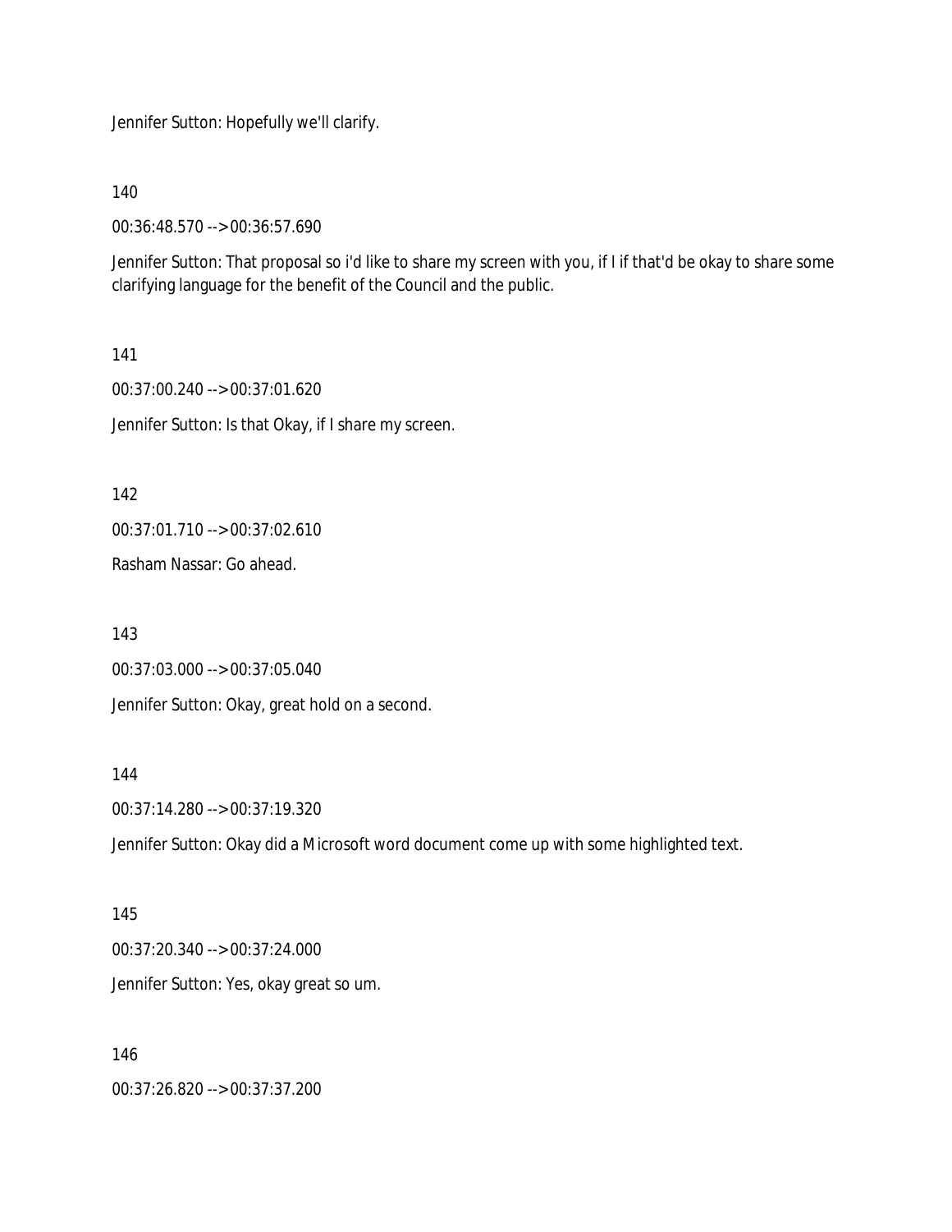Jennifer Sutton: Hopefully we'll clarify.

140

00:36:48.570 --> 00:36:57.690

Jennifer Sutton: That proposal so i'd like to share my screen with you, if I if that'd be okay to share some clarifying language for the benefit of the Council and the public.

141

00:37:00.240 --> 00:37:01.620

Jennifer Sutton: Is that Okay, if I share my screen.

142

00:37:01.710 --> 00:37:02.610

Rasham Nassar: Go ahead.

143

00:37:03.000 --> 00:37:05.040

Jennifer Sutton: Okay, great hold on a second.

144

00:37:14.280 --> 00:37:19.320

Jennifer Sutton: Okay did a Microsoft word document come up with some highlighted text.

145

00:37:20.340 --> 00:37:24.000

Jennifer Sutton: Yes, okay great so um.

146

00:37:26.820 --> 00:37:37.200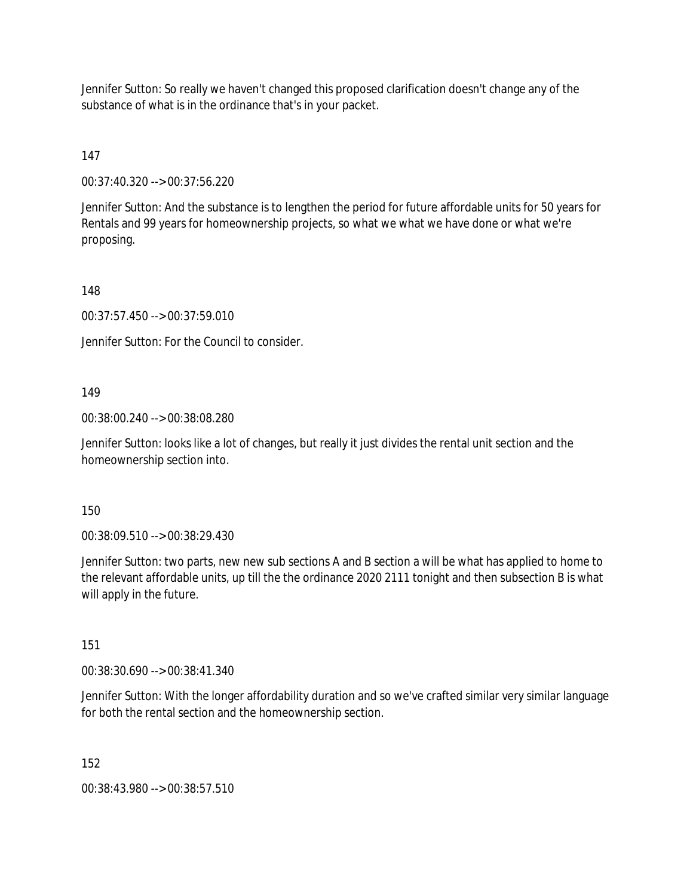Jennifer Sutton: So really we haven't changed this proposed clarification doesn't change any of the substance of what is in the ordinance that's in your packet.

147

00:37:40.320 --> 00:37:56.220

Jennifer Sutton: And the substance is to lengthen the period for future affordable units for 50 years for Rentals and 99 years for homeownership projects, so what we what we have done or what we're proposing.

148

00:37:57.450 --> 00:37:59.010

Jennifer Sutton: For the Council to consider.

149

00:38:00.240 --> 00:38:08.280

Jennifer Sutton: looks like a lot of changes, but really it just divides the rental unit section and the homeownership section into.

150

00:38:09.510 --> 00:38:29.430

Jennifer Sutton: two parts, new new sub sections A and B section a will be what has applied to home to the relevant affordable units, up till the the ordinance 2020 2111 tonight and then subsection B is what will apply in the future.

151

00:38:30.690 --> 00:38:41.340

Jennifer Sutton: With the longer affordability duration and so we've crafted similar very similar language for both the rental section and the homeownership section.

152

00:38:43.980 --> 00:38:57.510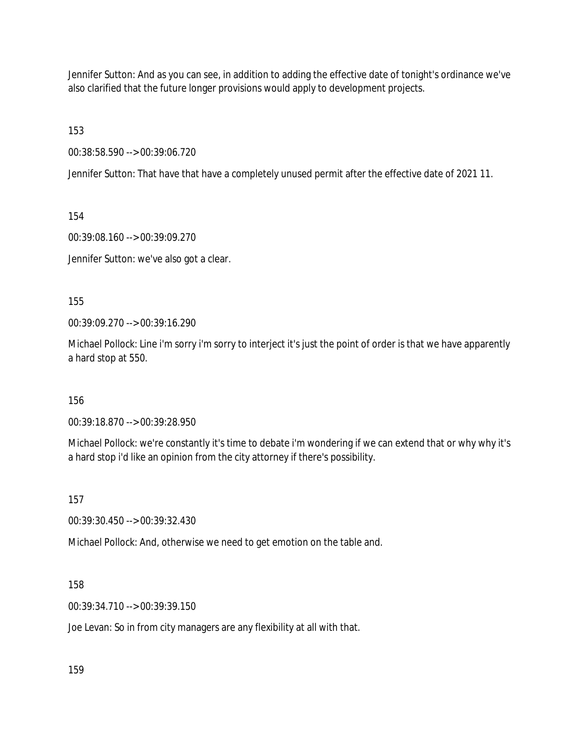Jennifer Sutton: And as you can see, in addition to adding the effective date of tonight's ordinance we've also clarified that the future longer provisions would apply to development projects.

153

00:38:58.590 --> 00:39:06.720

Jennifer Sutton: That have that have a completely unused permit after the effective date of 2021 11.

154

00:39:08.160 --> 00:39:09.270

Jennifer Sutton: we've also got a clear.

155

00:39:09.270 --> 00:39:16.290

Michael Pollock: Line i'm sorry i'm sorry to interject it's just the point of order is that we have apparently a hard stop at 550.

156

00:39:18.870 --> 00:39:28.950

Michael Pollock: we're constantly it's time to debate i'm wondering if we can extend that or why why it's a hard stop i'd like an opinion from the city attorney if there's possibility.

157

00:39:30.450 --> 00:39:32.430

Michael Pollock: And, otherwise we need to get emotion on the table and.

158

00:39:34.710 --> 00:39:39.150

Joe Levan: So in from city managers are any flexibility at all with that.

159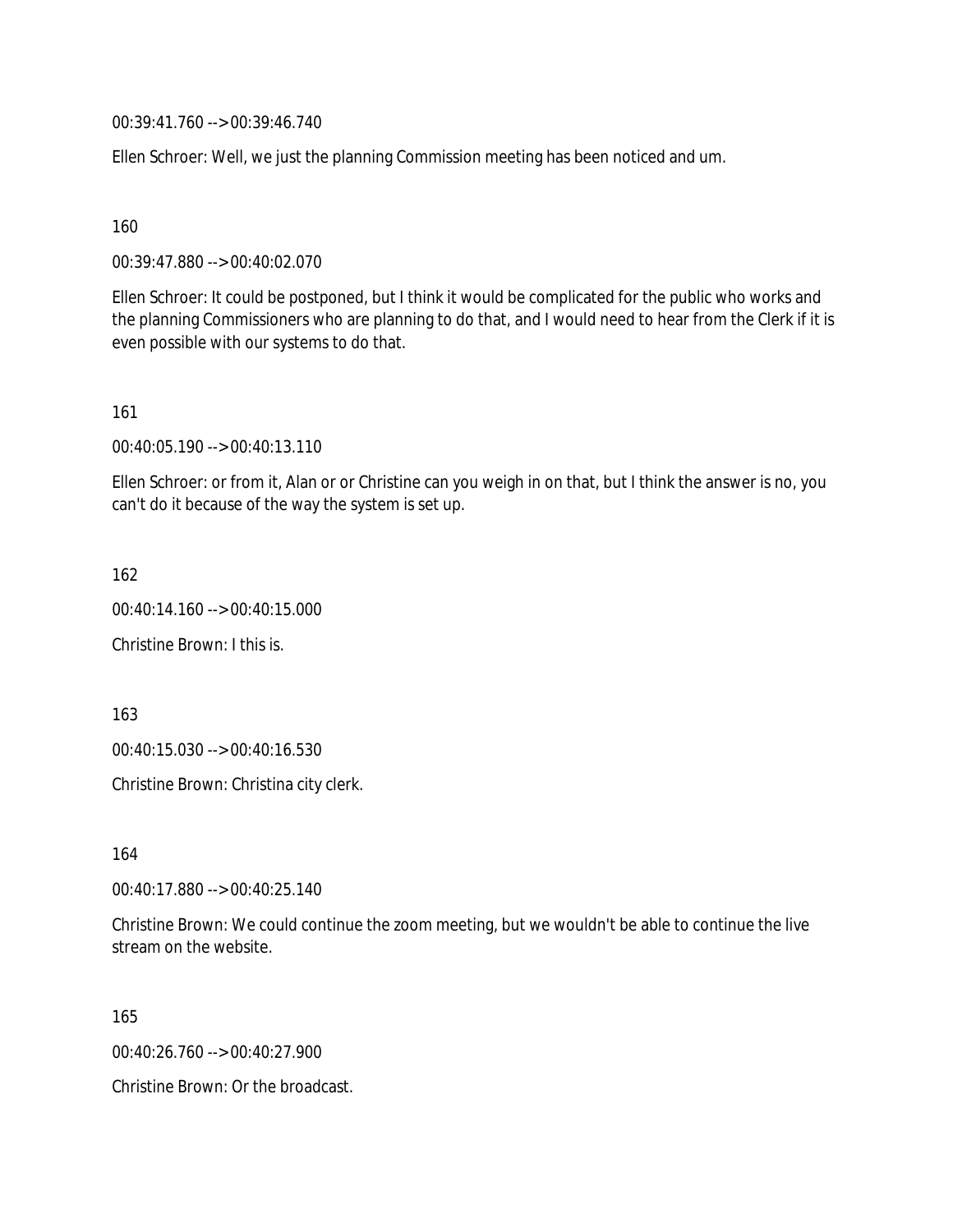00:39:41.760 --> 00:39:46.740

Ellen Schroer: Well, we just the planning Commission meeting has been noticed and um.

160

00:39:47.880 --> 00:40:02.070

Ellen Schroer: It could be postponed, but I think it would be complicated for the public who works and the planning Commissioners who are planning to do that, and I would need to hear from the Clerk if it is even possible with our systems to do that.

161

00:40:05.190 --> 00:40:13.110

Ellen Schroer: or from it, Alan or or Christine can you weigh in on that, but I think the answer is no, you can't do it because of the way the system is set up.

162

00:40:14.160 --> 00:40:15.000

Christine Brown: I this is.

163

00:40:15.030 --> 00:40:16.530

Christine Brown: Christina city clerk.

164

00:40:17.880 --> 00:40:25.140

Christine Brown: We could continue the zoom meeting, but we wouldn't be able to continue the live stream on the website.

165

00:40:26.760 --> 00:40:27.900

Christine Brown: Or the broadcast.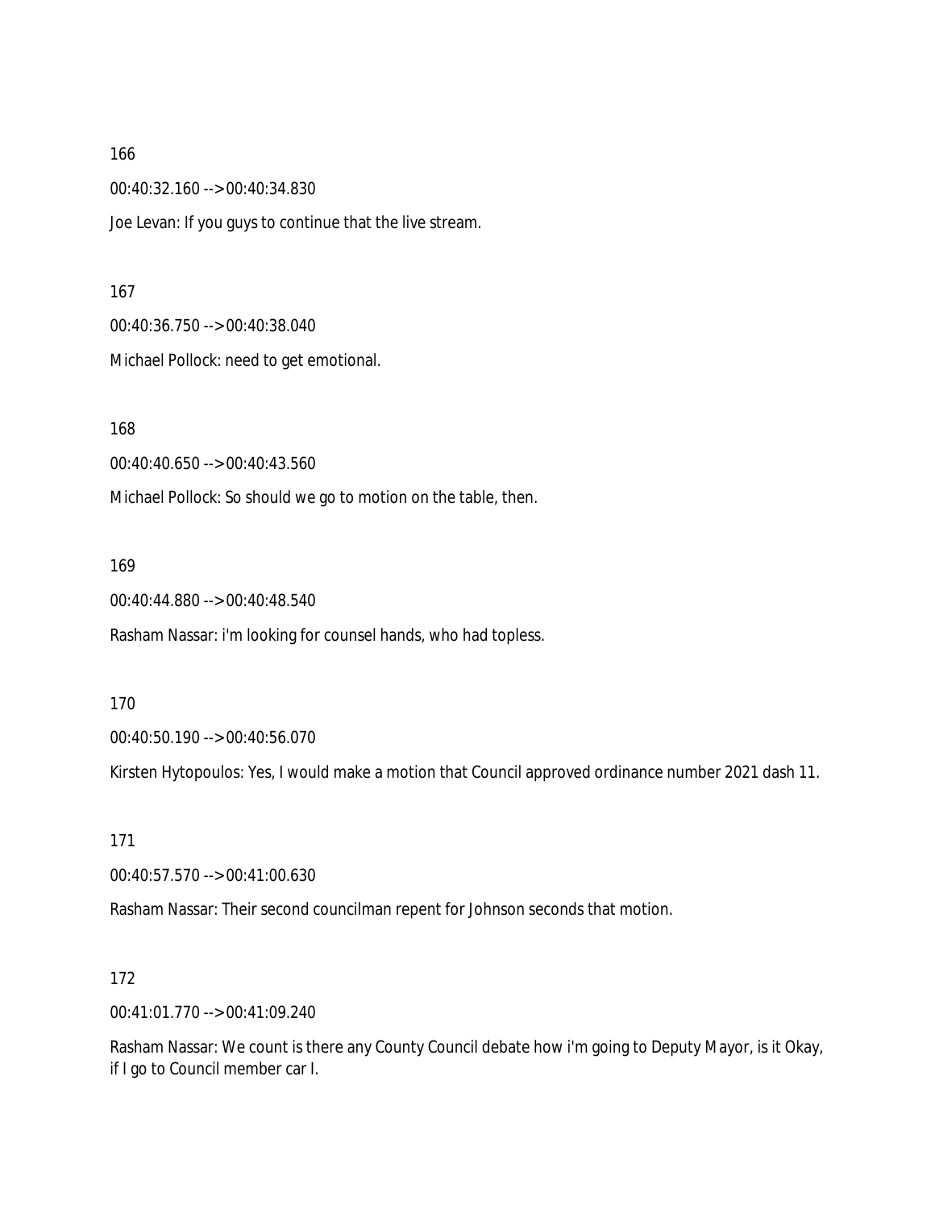166

00:40:32.160 --> 00:40:34.830

Joe Levan: If you guys to continue that the live stream.

167

00:40:36.750 --> 00:40:38.040

Michael Pollock: need to get emotional.

168

00:40:40.650 --> 00:40:43.560

Michael Pollock: So should we go to motion on the table, then.

169

00:40:44.880 --> 00:40:48.540

Rasham Nassar: i'm looking for counsel hands, who had topless.

170

00:40:50.190 --> 00:40:56.070

Kirsten Hytopoulos: Yes, I would make a motion that Council approved ordinance number 2021 dash 11.

171

00:40:57.570 --> 00:41:00.630

Rasham Nassar: Their second councilman repent for Johnson seconds that motion.

172

00:41:01.770 --> 00:41:09.240

Rasham Nassar: We count is there any County Council debate how i'm going to Deputy Mayor, is it Okay, if I go to Council member car I.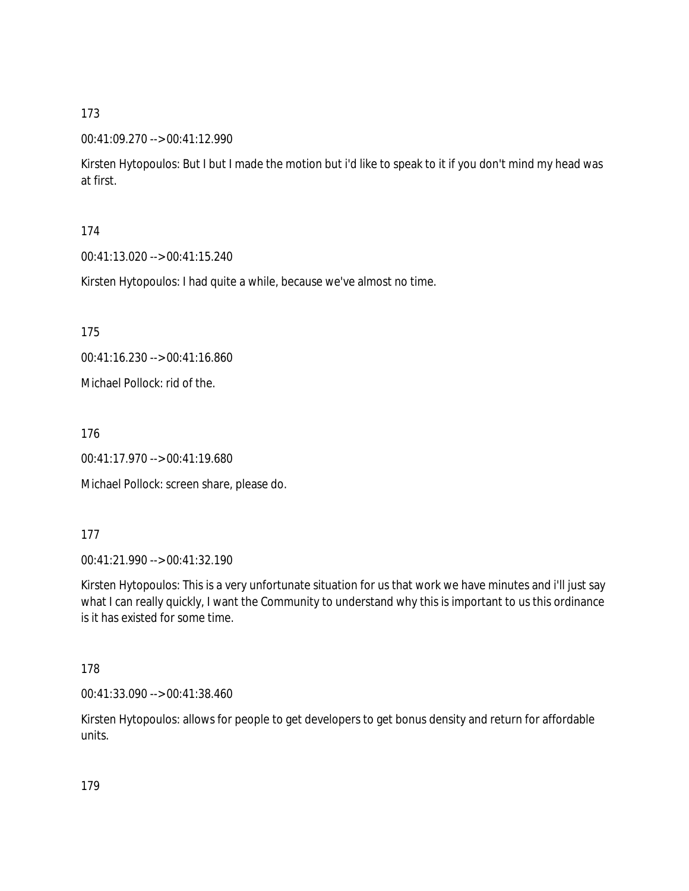173

00:41:09.270 --> 00:41:12.990

Kirsten Hytopoulos: But I but I made the motion but i'd like to speak to it if you don't mind my head was at first.

174

00:41:13.020 --> 00:41:15.240

Kirsten Hytopoulos: I had quite a while, because we've almost no time.

175

00:41:16.230 --> 00:41:16.860

Michael Pollock: rid of the.

176

00:41:17.970 --> 00:41:19.680

Michael Pollock: screen share, please do.

177

00:41:21.990 --> 00:41:32.190

Kirsten Hytopoulos: This is a very unfortunate situation for us that work we have minutes and i'll just say what I can really quickly, I want the Community to understand why this is important to us this ordinance is it has existed for some time.

178

00:41:33.090 --> 00:41:38.460

Kirsten Hytopoulos: allows for people to get developers to get bonus density and return for affordable units.

179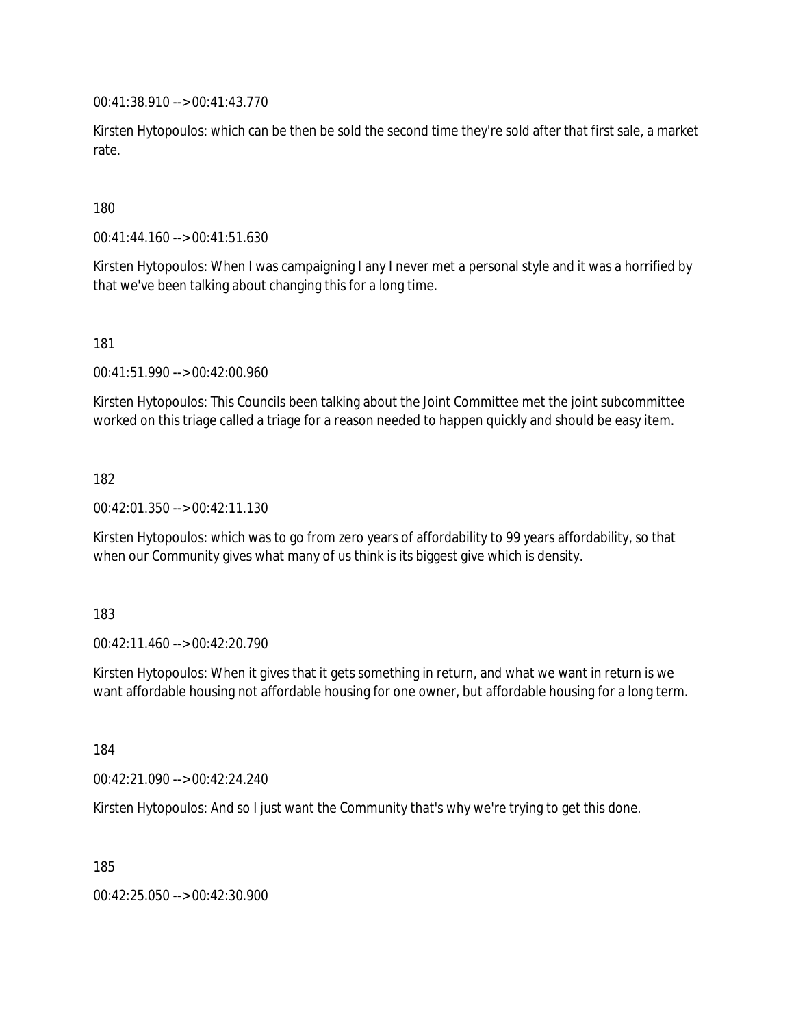00:41:38.910 --> 00:41:43.770

Kirsten Hytopoulos: which can be then be sold the second time they're sold after that first sale, a market rate.

180

00:41:44.160 --> 00:41:51.630

Kirsten Hytopoulos: When I was campaigning I any I never met a personal style and it was a horrified by that we've been talking about changing this for a long time.

181

00:41:51.990 --> 00:42:00.960

Kirsten Hytopoulos: This Councils been talking about the Joint Committee met the joint subcommittee worked on this triage called a triage for a reason needed to happen quickly and should be easy item.

182

00:42:01.350 --> 00:42:11.130

Kirsten Hytopoulos: which was to go from zero years of affordability to 99 years affordability, so that when our Community gives what many of us think is its biggest give which is density.

183

00:42:11.460 --> 00:42:20.790

Kirsten Hytopoulos: When it gives that it gets something in return, and what we want in return is we want affordable housing not affordable housing for one owner, but affordable housing for a long term.

184

00:42:21.090 --> 00:42:24.240

Kirsten Hytopoulos: And so I just want the Community that's why we're trying to get this done.

185

00:42:25.050 --> 00:42:30.900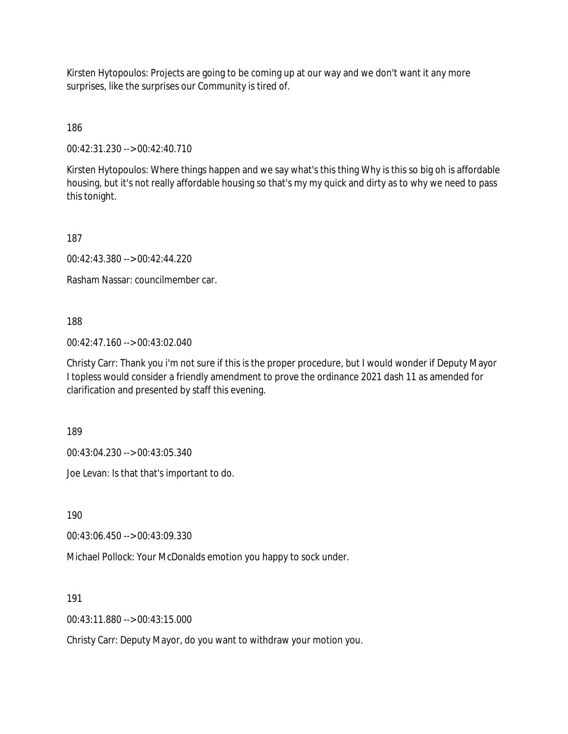Kirsten Hytopoulos: Projects are going to be coming up at our way and we don't want it any more surprises, like the surprises our Community is tired of.

186

00:42:31.230 --> 00:42:40.710

Kirsten Hytopoulos: Where things happen and we say what's this thing Why is this so big oh is affordable housing, but it's not really affordable housing so that's my my quick and dirty as to why we need to pass this tonight.

187

00:42:43.380 --> 00:42:44.220

Rasham Nassar: councilmember car.

188

00:42:47.160 --> 00:43:02.040

Christy Carr: Thank you i'm not sure if this is the proper procedure, but I would wonder if Deputy Mayor I topless would consider a friendly amendment to prove the ordinance 2021 dash 11 as amended for clarification and presented by staff this evening.

189

00:43:04.230 --> 00:43:05.340

Joe Levan: Is that that's important to do.

190

00:43:06.450 --> 00:43:09.330

Michael Pollock: Your McDonalds emotion you happy to sock under.

191

00:43:11.880 --> 00:43:15.000

Christy Carr: Deputy Mayor, do you want to withdraw your motion you.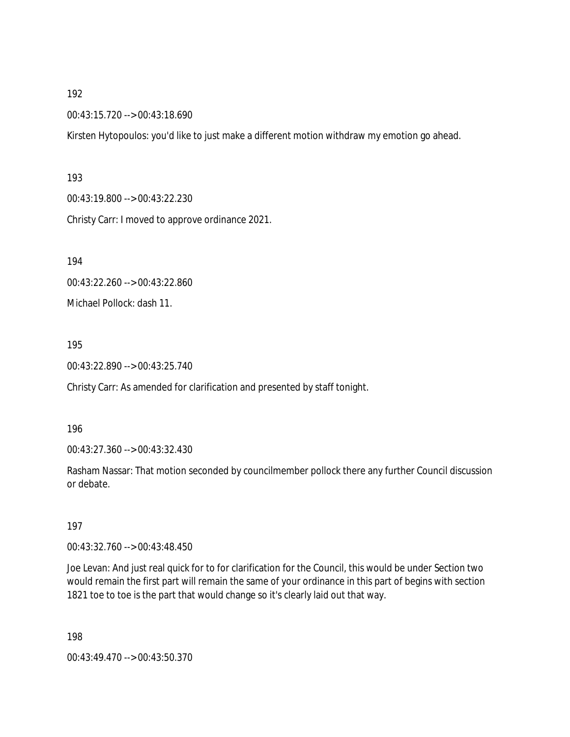192

00:43:15.720 --> 00:43:18.690

Kirsten Hytopoulos: you'd like to just make a different motion withdraw my emotion go ahead.

193

00:43:19.800 --> 00:43:22.230

Christy Carr: I moved to approve ordinance 2021.

194

00:43:22.260 --> 00:43:22.860

Michael Pollock: dash 11.

195

00:43:22.890 --> 00:43:25.740

Christy Carr: As amended for clarification and presented by staff tonight.

196

00:43:27.360 --> 00:43:32.430

Rasham Nassar: That motion seconded by councilmember pollock there any further Council discussion or debate.

197

00:43:32.760 --> 00:43:48.450

Joe Levan: And just real quick for to for clarification for the Council, this would be under Section two would remain the first part will remain the same of your ordinance in this part of begins with section 1821 toe to toe is the part that would change so it's clearly laid out that way.

198

00:43:49.470 --> 00:43:50.370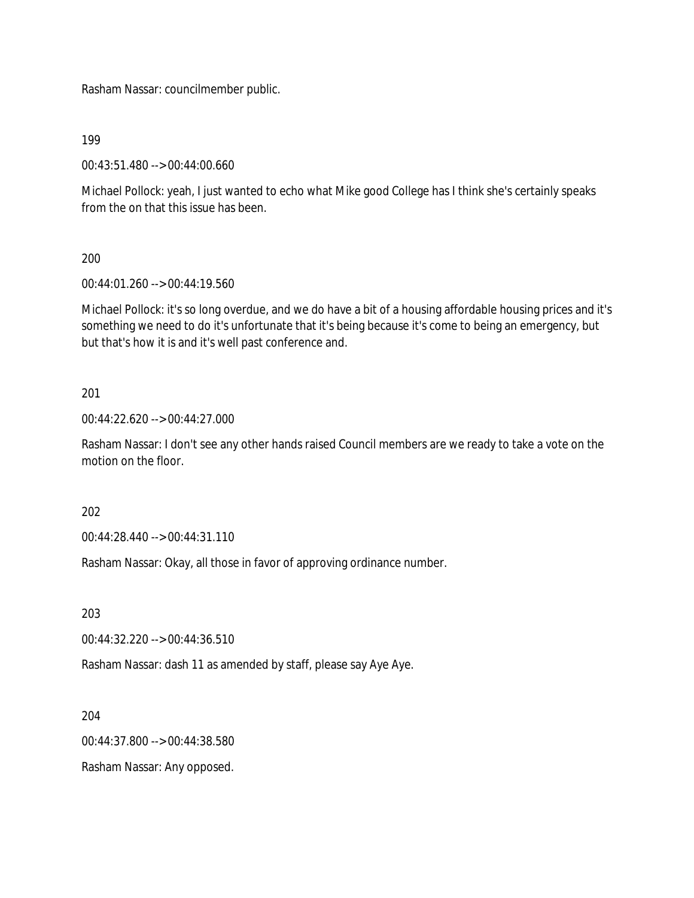Rasham Nassar: councilmember public.

199

00:43:51.480 --> 00:44:00.660

Michael Pollock: yeah, I just wanted to echo what Mike good College has I think she's certainly speaks from the on that this issue has been.

200

00:44:01.260 --> 00:44:19.560

Michael Pollock: it's so long overdue, and we do have a bit of a housing affordable housing prices and it's something we need to do it's unfortunate that it's being because it's come to being an emergency, but but that's how it is and it's well past conference and.

201

00:44:22.620 --> 00:44:27.000

Rasham Nassar: I don't see any other hands raised Council members are we ready to take a vote on the motion on the floor.

202

00:44:28.440 --> 00:44:31.110

Rasham Nassar: Okay, all those in favor of approving ordinance number.

203

00:44:32.220 --> 00:44:36.510

Rasham Nassar: dash 11 as amended by staff, please say Aye Aye.

204

00:44:37.800 --> 00:44:38.580

Rasham Nassar: Any opposed.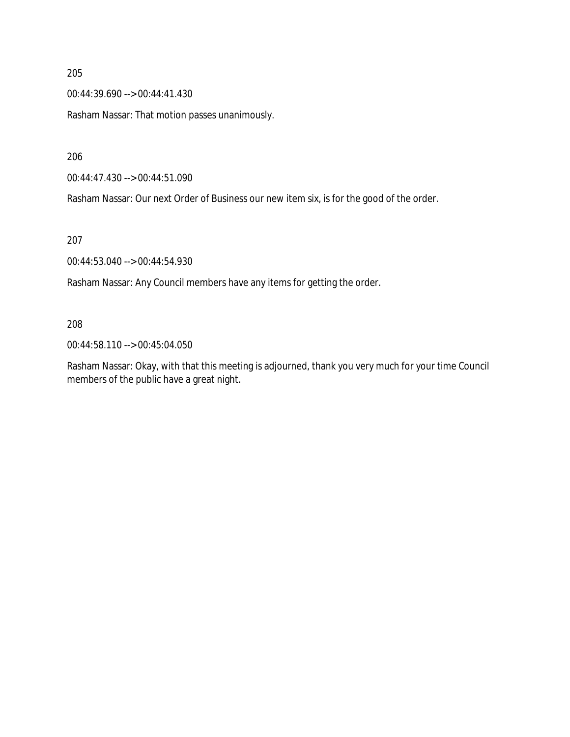205

00:44:39.690 --> 00:44:41.430

Rasham Nassar: That motion passes unanimously.

206

00:44:47.430 --> 00:44:51.090

Rasham Nassar: Our next Order of Business our new item six, is for the good of the order.

207

00:44:53.040 --> 00:44:54.930

Rasham Nassar: Any Council members have any items for getting the order.

208

00:44:58.110 --> 00:45:04.050

Rasham Nassar: Okay, with that this meeting is adjourned, thank you very much for your time Council members of the public have a great night.